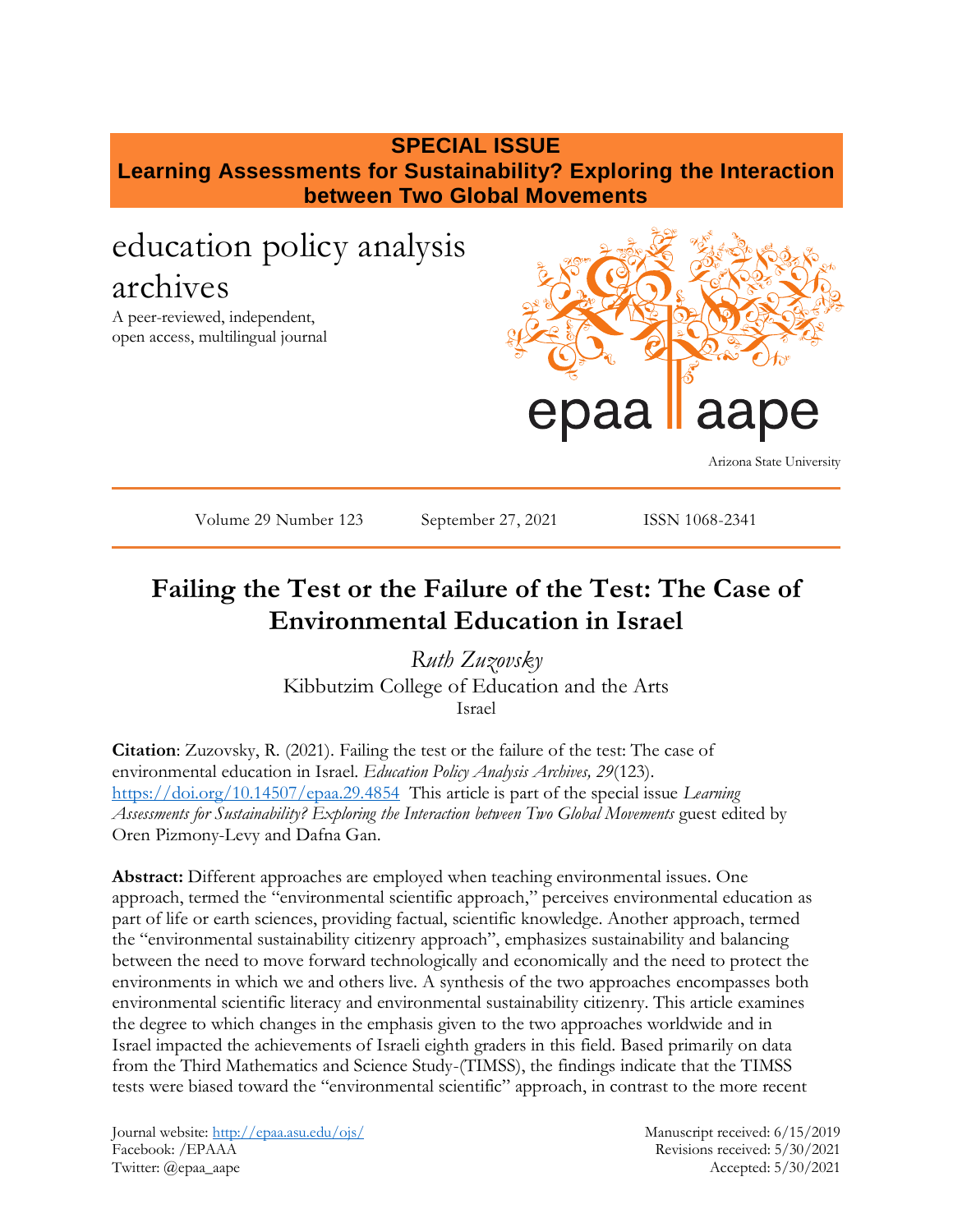**SPECIAL ISSUE**
**Learning Assessments for Sustainability? Exploring the Interaction between Two Global Movements**

education policy analysis archives

A peer-reviewed, independent, open access, multilingual journal

epaa aape

Arizona State University

Volume 29 Number 123 September 27, 2021 ISSN 1068-2341

# Failing the Test or the Failure of the Test: The Case of Environmental Education in Israel

*Ruth Zuzovsky*
Kibbutzim College of Education and the Arts
Israel

**Citation**: Zuzovsky, R. (2021). Failing the test or the failure of the test: The case of environmental education in Israel. *Education Policy Analysis Archives, 29*(123). https://doi.org/10.14507/epaa.29.4854 This article is part of the special issue *Learning Assessments for Sustainability? Exploring the Interaction between Two Global Movements* guest edited by Oren Pizmony-Levy and Dafna Gan.

**Abstract:** Different approaches are employed when teaching environmental issues. One approach, termed the "environmental scientific approach," perceives environmental education as part of life or earth sciences, providing factual, scientific knowledge. Another approach, termed the "environmental sustainability citizenry approach", emphasizes sustainability and balancing between the need to move forward technologically and economically and the need to protect the environments in which we and others live. A synthesis of the two approaches encompasses both environmental scientific literacy and environmental sustainability citizenry. This article examines the degree to which changes in the emphasis given to the two approaches worldwide and in Israel impacted the achievements of Israeli eighth graders in this field. Based primarily on data from the Third Mathematics and Science Study-(TIMSS), the findings indicate that the TIMSS tests were biased toward the "environmental scientific" approach, in contrast to the more recent

Journal website: http://epaa.asu.edu/ojs/
Facebook: /EPAAA
Twitter: @epaa_aape

Manuscript received: 6/15/2019
Revisions received: 5/30/2021
Accepted: 5/30/2021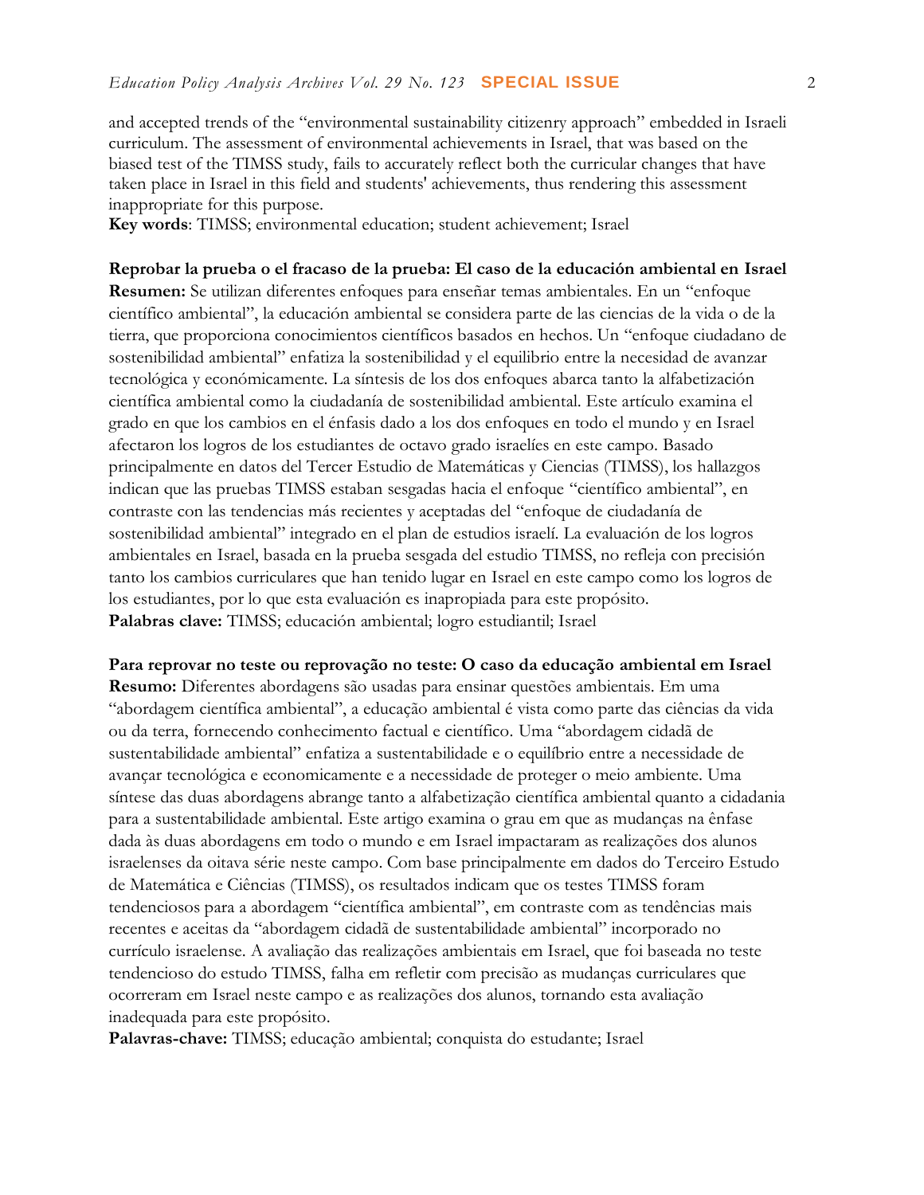and accepted trends of the "environmental sustainability citizenry approach" embedded in Israeli curriculum. The assessment of environmental achievements in Israel, that was based on the biased test of the TIMSS study, fails to accurately reflect both the curricular changes that have taken place in Israel in this field and students' achievements, thus rendering this assessment inappropriate for this purpose.
**Key words**: TIMSS; environmental education; student achievement; Israel

**Reprobar la prueba o el fracaso de la prueba: El caso de la educación ambiental en Israel**
**Resumen:** Se utilizan diferentes enfoques para enseñar temas ambientales. En un "enfoque científico ambiental", la educación ambiental se considera parte de las ciencias de la vida o de la tierra, que proporciona conocimientos científicos basados en hechos. Un "enfoque ciudadano de sostenibilidad ambiental" enfatiza la sostenibilidad y el equilibrio entre la necesidad de avanzar tecnológica y económicamente. La síntesis de los dos enfoques abarca tanto la alfabetización científica ambiental como la ciudadanía de sostenibilidad ambiental. Este artículo examina el grado en que los cambios en el énfasis dado a los dos enfoques en todo el mundo y en Israel afectaron los logros de los estudiantes de octavo grado israelíes en este campo. Basado principalmente en datos del Tercer Estudio de Matemáticas y Ciencias (TIMSS), los hallazgos indican que las pruebas TIMSS estaban sesgadas hacia el enfoque "científico ambiental", en contraste con las tendencias más recientes y aceptadas del "enfoque de ciudadanía de sostenibilidad ambiental" integrado en el plan de estudios israelí. La evaluación de los logros ambientales en Israel, basada en la prueba sesgada del estudio TIMSS, no refleja con precisión tanto los cambios curriculares que han tenido lugar en Israel en este campo como los logros de los estudiantes, por lo que esta evaluación es inapropiada para este propósito.
**Palabras clave:** TIMSS; educación ambiental; logro estudiantil; Israel

**Para reprovar no teste ou reprovação no teste: O caso da educação ambiental em Israel**
**Resumo:** Diferentes abordagens são usadas para ensinar questões ambientais. Em uma "abordagem científica ambiental", a educação ambiental é vista como parte das ciências da vida ou da terra, fornecendo conhecimento factual e científico. Uma "abordagem cidadã de sustentabilidade ambiental" enfatiza a sustentabilidade e o equilíbrio entre a necessidade de avançar tecnológica e economicamente e a necessidade de proteger o meio ambiente. Uma síntese das duas abordagens abrange tanto a alfabetização científica ambiental quanto a cidadania para a sustentabilidade ambiental. Este artigo examina o grau em que as mudanças na ênfase dada às duas abordagens em todo o mundo e em Israel impactaram as realizações dos alunos israelenses da oitava série neste campo. Com base principalmente em dados do Terceiro Estudo de Matemática e Ciências (TIMSS), os resultados indicam que os testes TIMSS foram tendenciosos para a abordagem "científica ambiental", em contraste com as tendências mais recentes e aceitas da "abordagem cidadã de sustentabilidade ambiental" incorporado no currículo israelense. A avaliação das realizações ambientais em Israel, que foi baseada no teste tendencioso do estudo TIMSS, falha em refletir com precisão as mudanças curriculares que ocorreram em Israel neste campo e as realizações dos alunos, tornando esta avaliação inadequada para este propósito.
**Palavras-chave:** TIMSS; educação ambiental; conquista do estudante; Israel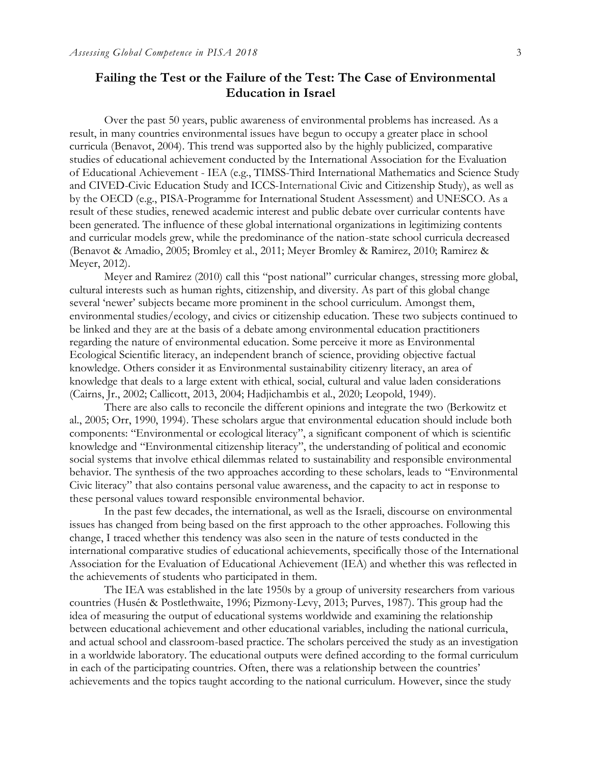## Failing the Test or the Failure of the Test: The Case of Environmental Education in Israel

Over the past 50 years, public awareness of environmental problems has increased. As a result, in many countries environmental issues have begun to occupy a greater place in school curricula (Benavot, 2004). This trend was supported also by the highly publicized, comparative studies of educational achievement conducted by the International Association for the Evaluation of Educational Achievement - IEA (e.g., TIMSS-Third International Mathematics and Science Study and CIVED-Civic Education Study and ICCS-International Civic and Citizenship Study), as well as by the OECD (e.g., PISA-Programme for International Student Assessment) and UNESCO. As a result of these studies, renewed academic interest and public debate over curricular contents have been generated. The influence of these global international organizations in legitimizing contents and curricular models grew, while the predominance of the nation-state school curricula decreased (Benavot & Amadio, 2005; Bromley et al., 2011; Meyer Bromley & Ramirez, 2010; Ramirez & Meyer, 2012).

Meyer and Ramirez (2010) call this "post national" curricular changes, stressing more global, cultural interests such as human rights, citizenship, and diversity. As part of this global change several 'newer' subjects became more prominent in the school curriculum. Amongst them, environmental studies/ecology, and civics or citizenship education. These two subjects continued to be linked and they are at the basis of a debate among environmental education practitioners regarding the nature of environmental education. Some perceive it more as Environmental Ecological Scientific literacy, an independent branch of science, providing objective factual knowledge. Others consider it as Environmental sustainability citizenry literacy, an area of knowledge that deals to a large extent with ethical, social, cultural and value laden considerations (Cairns, Jr., 2002; Callicott, 2013, 2004; Hadjichambis et al., 2020; Leopold, 1949).

There are also calls to reconcile the different opinions and integrate the two (Berkowitz et al., 2005; Orr, 1990, 1994). These scholars argue that environmental education should include both components: "Environmental or ecological literacy", a significant component of which is scientific knowledge and "Environmental citizenship literacy", the understanding of political and economic social systems that involve ethical dilemmas related to sustainability and responsible environmental behavior. The synthesis of the two approaches according to these scholars, leads to "Environmental Civic literacy" that also contains personal value awareness, and the capacity to act in response to these personal values toward responsible environmental behavior.

In the past few decades, the international, as well as the Israeli, discourse on environmental issues has changed from being based on the first approach to the other approaches. Following this change, I traced whether this tendency was also seen in the nature of tests conducted in the international comparative studies of educational achievements, specifically those of the International Association for the Evaluation of Educational Achievement (IEA) and whether this was reflected in the achievements of students who participated in them.

The IEA was established in the late 1950s by a group of university researchers from various countries (Husén & Postlethwaite, 1996; Pizmony-Levy, 2013; Purves, 1987). This group had the idea of measuring the output of educational systems worldwide and examining the relationship between educational achievement and other educational variables, including the national curricula, and actual school and classroom-based practice. The scholars perceived the study as an investigation in a worldwide laboratory. The educational outputs were defined according to the formal curriculum in each of the participating countries. Often, there was a relationship between the countries' achievements and the topics taught according to the national curriculum. However, since the study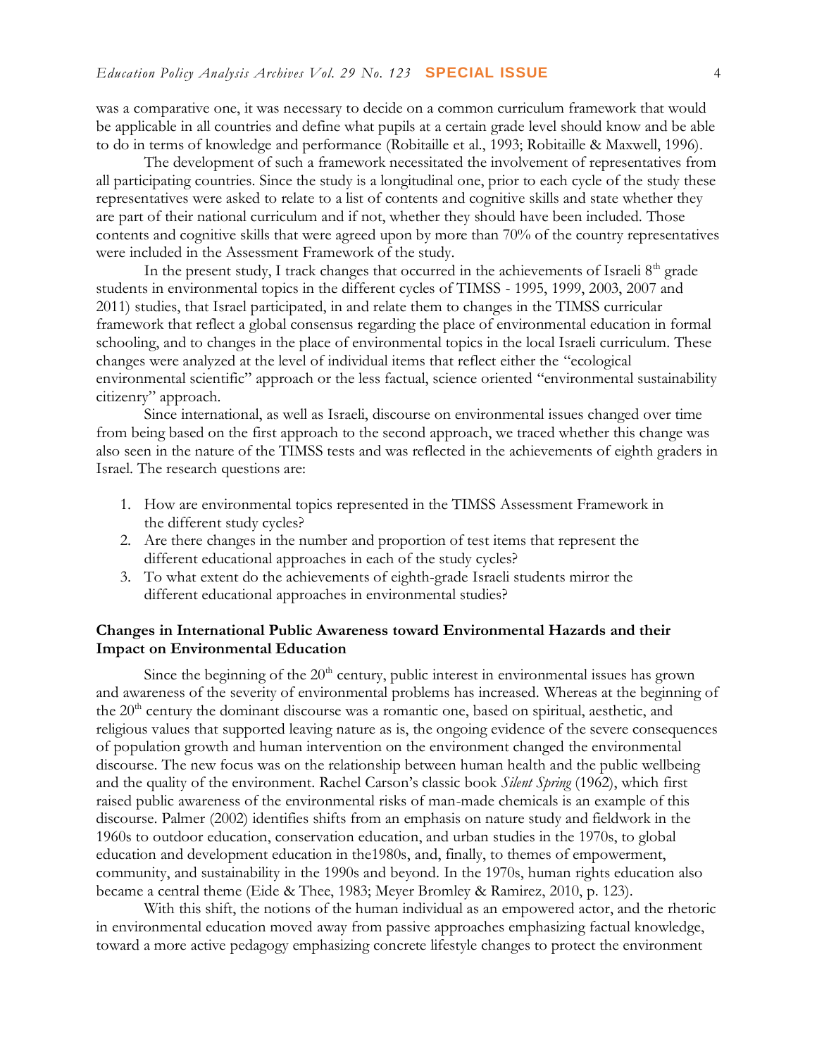was a comparative one, it was necessary to decide on a common curriculum framework that would be applicable in all countries and define what pupils at a certain grade level should know and be able to do in terms of knowledge and performance (Robitaille et al., 1993; Robitaille & Maxwell, 1996).

The development of such a framework necessitated the involvement of representatives from all participating countries. Since the study is a longitudinal one, prior to each cycle of the study these representatives were asked to relate to a list of contents and cognitive skills and state whether they are part of their national curriculum and if not, whether they should have been included. Those contents and cognitive skills that were agreed upon by more than 70% of the country representatives were included in the Assessment Framework of the study.

In the present study, I track changes that occurred in the achievements of Israeli 8th grade students in environmental topics in the different cycles of TIMSS - 1995, 1999, 2003, 2007 and 2011) studies, that Israel participated, in and relate them to changes in the TIMSS curricular framework that reflect a global consensus regarding the place of environmental education in formal schooling, and to changes in the place of environmental topics in the local Israeli curriculum. These changes were analyzed at the level of individual items that reflect either the "ecological environmental scientific" approach or the less factual, science oriented "environmental sustainability citizenry" approach.

Since international, as well as Israeli, discourse on environmental issues changed over time from being based on the first approach to the second approach, we traced whether this change was also seen in the nature of the TIMSS tests and was reflected in the achievements of eighth graders in Israel. The research questions are:

1. How are environmental topics represented in the TIMSS Assessment Framework in the different study cycles?
2. Are there changes in the number and proportion of test items that represent the different educational approaches in each of the study cycles?
3. To what extent do the achievements of eighth-grade Israeli students mirror the different educational approaches in environmental studies?

## Changes in International Public Awareness toward Environmental Hazards and their Impact on Environmental Education

Since the beginning of the 20th century, public interest in environmental issues has grown and awareness of the severity of environmental problems has increased. Whereas at the beginning of the 20th century the dominant discourse was a romantic one, based on spiritual, aesthetic, and religious values that supported leaving nature as is, the ongoing evidence of the severe consequences of population growth and human intervention on the environment changed the environmental discourse. The new focus was on the relationship between human health and the public wellbeing and the quality of the environment. Rachel Carson's classic book *Silent Spring* (1962), which first raised public awareness of the environmental risks of man-made chemicals is an example of this discourse. Palmer (2002) identifies shifts from an emphasis on nature study and fieldwork in the 1960s to outdoor education, conservation education, and urban studies in the 1970s, to global education and development education in the1980s, and, finally, to themes of empowerment, community, and sustainability in the 1990s and beyond. In the 1970s, human rights education also became a central theme (Eide & Thee, 1983; Meyer Bromley & Ramirez, 2010, p. 123).

With this shift, the notions of the human individual as an empowered actor, and the rhetoric in environmental education moved away from passive approaches emphasizing factual knowledge, toward a more active pedagogy emphasizing concrete lifestyle changes to protect the environment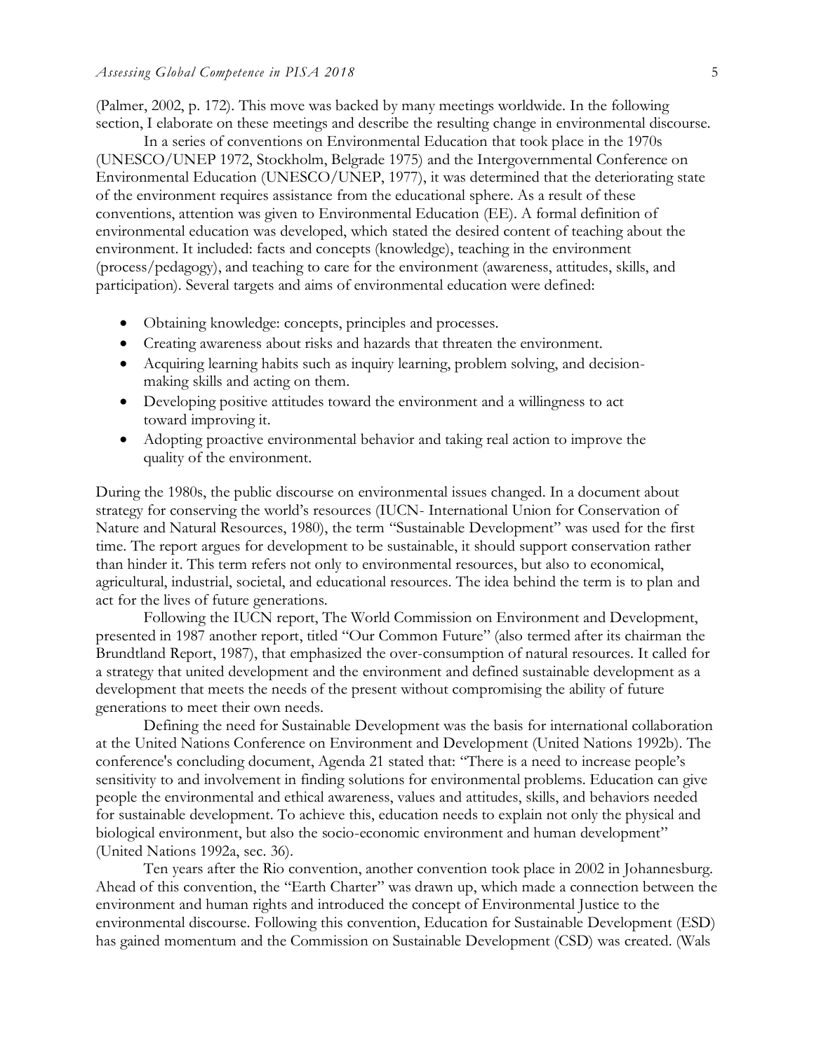(Palmer, 2002, p. 172). This move was backed by many meetings worldwide. In the following section, I elaborate on these meetings and describe the resulting change in environmental discourse.

In a series of conventions on Environmental Education that took place in the 1970s (UNESCO/UNEP 1972, Stockholm, Belgrade 1975) and the Intergovernmental Conference on Environmental Education (UNESCO/UNEP, 1977), it was determined that the deteriorating state of the environment requires assistance from the educational sphere. As a result of these conventions, attention was given to Environmental Education (EE). A formal definition of environmental education was developed, which stated the desired content of teaching about the environment. It included: facts and concepts (knowledge), teaching in the environment (process/pedagogy), and teaching to care for the environment (awareness, attitudes, skills, and participation). Several targets and aims of environmental education were defined:

- Obtaining knowledge: concepts, principles and processes.
- Creating awareness about risks and hazards that threaten the environment.
- Acquiring learning habits such as inquiry learning, problem solving, and decision-making skills and acting on them.
- Developing positive attitudes toward the environment and a willingness to act toward improving it.
- Adopting proactive environmental behavior and taking real action to improve the quality of the environment.

During the 1980s, the public discourse on environmental issues changed. In a document about strategy for conserving the world's resources (IUCN- International Union for Conservation of Nature and Natural Resources, 1980), the term "Sustainable Development" was used for the first time. The report argues for development to be sustainable, it should support conservation rather than hinder it. This term refers not only to environmental resources, but also to economical, agricultural, industrial, societal, and educational resources. The idea behind the term is to plan and act for the lives of future generations.

Following the IUCN report, The World Commission on Environment and Development, presented in 1987 another report, titled "Our Common Future" (also termed after its chairman the Brundtland Report, 1987), that emphasized the over-consumption of natural resources. It called for a strategy that united development and the environment and defined sustainable development as a development that meets the needs of the present without compromising the ability of future generations to meet their own needs.

Defining the need for Sustainable Development was the basis for international collaboration at the United Nations Conference on Environment and Development (United Nations 1992b). The conference's concluding document, Agenda 21 stated that: "There is a need to increase people's sensitivity to and involvement in finding solutions for environmental problems. Education can give people the environmental and ethical awareness, values and attitudes, skills, and behaviors needed for sustainable development. To achieve this, education needs to explain not only the physical and biological environment, but also the socio-economic environment and human development" (United Nations 1992a, sec. 36).

Ten years after the Rio convention, another convention took place in 2002 in Johannesburg. Ahead of this convention, the "Earth Charter" was drawn up, which made a connection between the environment and human rights and introduced the concept of Environmental Justice to the environmental discourse. Following this convention, Education for Sustainable Development (ESD) has gained momentum and the Commission on Sustainable Development (CSD) was created. (Wals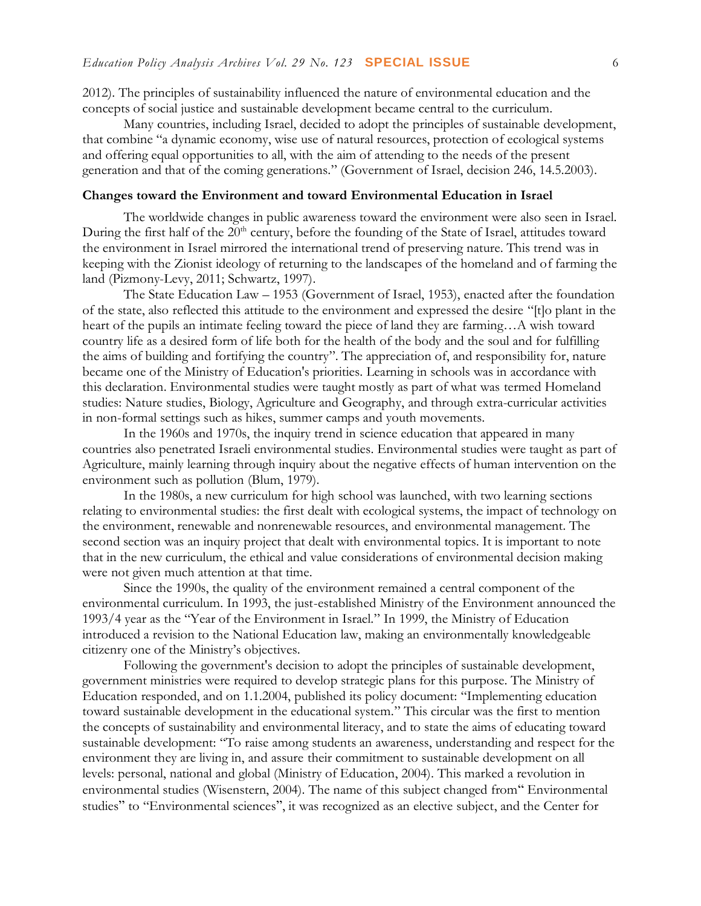2012). The principles of sustainability influenced the nature of environmental education and the concepts of social justice and sustainable development became central to the curriculum.

Many countries, including Israel, decided to adopt the principles of sustainable development, that combine "a dynamic economy, wise use of natural resources, protection of ecological systems and offering equal opportunities to all, with the aim of attending to the needs of the present generation and that of the coming generations." (Government of Israel, decision 246, 14.5.2003).

**Changes toward the Environment and toward Environmental Education in Israel**

The worldwide changes in public awareness toward the environment were also seen in Israel. During the first half of the 20th century, before the founding of the State of Israel, attitudes toward the environment in Israel mirrored the international trend of preserving nature. This trend was in keeping with the Zionist ideology of returning to the landscapes of the homeland and of farming the land (Pizmony-Levy, 2011; Schwartz, 1997).

The State Education Law – 1953 (Government of Israel, 1953), enacted after the foundation of the state, also reflected this attitude to the environment and expressed the desire "[t]o plant in the heart of the pupils an intimate feeling toward the piece of land they are farming…A wish toward country life as a desired form of life both for the health of the body and the soul and for fulfilling the aims of building and fortifying the country". The appreciation of, and responsibility for, nature became one of the Ministry of Education's priorities. Learning in schools was in accordance with this declaration. Environmental studies were taught mostly as part of what was termed Homeland studies: Nature studies, Biology, Agriculture and Geography, and through extra-curricular activities in non-formal settings such as hikes, summer camps and youth movements.

In the 1960s and 1970s, the inquiry trend in science education that appeared in many countries also penetrated Israeli environmental studies. Environmental studies were taught as part of Agriculture, mainly learning through inquiry about the negative effects of human intervention on the environment such as pollution (Blum, 1979).

In the 1980s, a new curriculum for high school was launched, with two learning sections relating to environmental studies: the first dealt with ecological systems, the impact of technology on the environment, renewable and nonrenewable resources, and environmental management. The second section was an inquiry project that dealt with environmental topics. It is important to note that in the new curriculum, the ethical and value considerations of environmental decision making were not given much attention at that time.

Since the 1990s, the quality of the environment remained a central component of the environmental curriculum. In 1993, the just-established Ministry of the Environment announced the 1993/4 year as the "Year of the Environment in Israel." In 1999, the Ministry of Education introduced a revision to the National Education law, making an environmentally knowledgeable citizenry one of the Ministry's objectives.

Following the government's decision to adopt the principles of sustainable development, government ministries were required to develop strategic plans for this purpose. The Ministry of Education responded, and on 1.1.2004, published its policy document: "Implementing education toward sustainable development in the educational system." This circular was the first to mention the concepts of sustainability and environmental literacy, and to state the aims of educating toward sustainable development: "To raise among students an awareness, understanding and respect for the environment they are living in, and assure their commitment to sustainable development on all levels: personal, national and global (Ministry of Education, 2004). This marked a revolution in environmental studies (Wisenstern, 2004). The name of this subject changed from" Environmental studies" to "Environmental sciences", it was recognized as an elective subject, and the Center for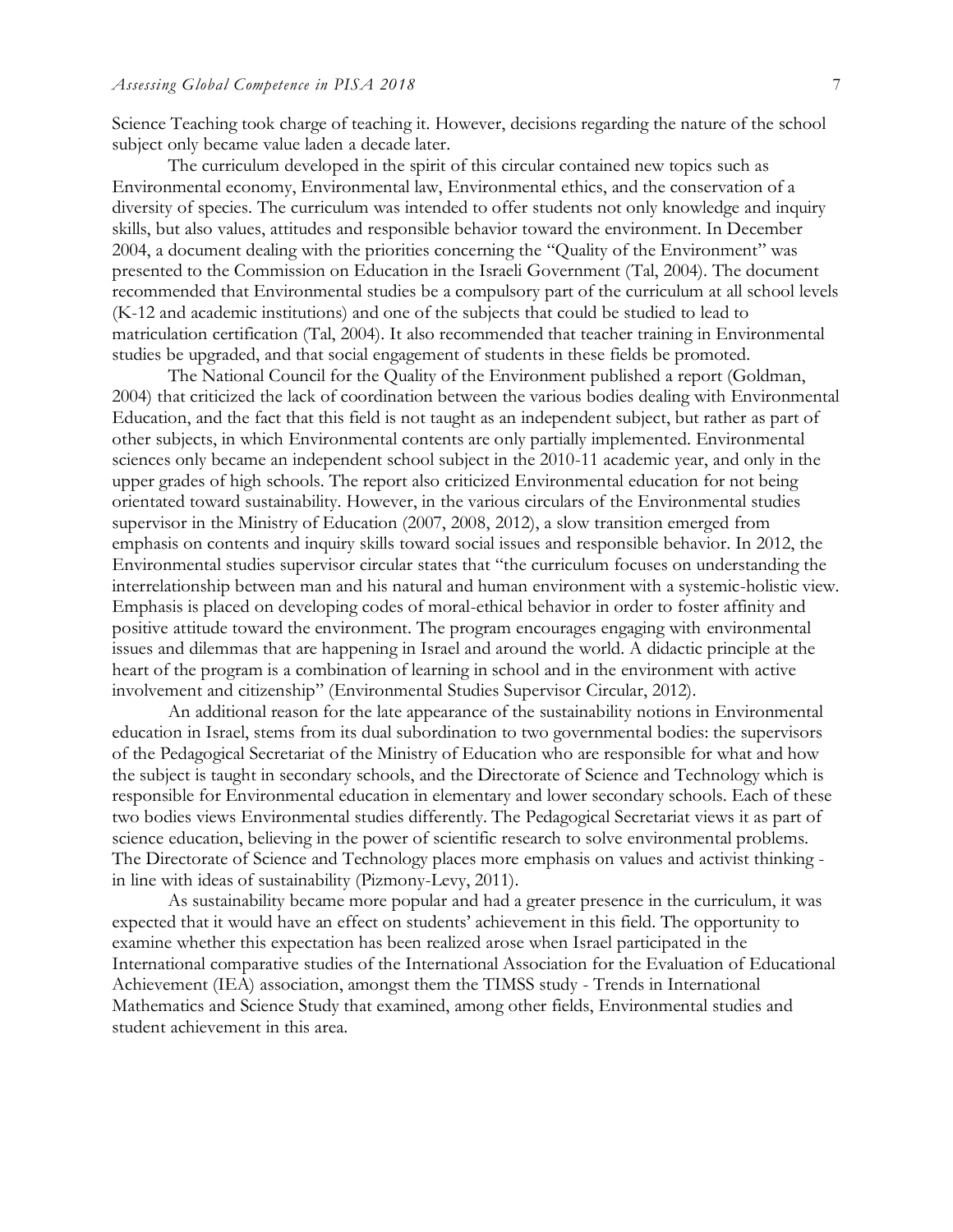Science Teaching took charge of teaching it. However, decisions regarding the nature of the school subject only became value laden a decade later.

The curriculum developed in the spirit of this circular contained new topics such as Environmental economy, Environmental law, Environmental ethics, and the conservation of a diversity of species. The curriculum was intended to offer students not only knowledge and inquiry skills, but also values, attitudes and responsible behavior toward the environment. In December 2004, a document dealing with the priorities concerning the "Quality of the Environment" was presented to the Commission on Education in the Israeli Government (Tal, 2004). The document recommended that Environmental studies be a compulsory part of the curriculum at all school levels (K-12 and academic institutions) and one of the subjects that could be studied to lead to matriculation certification (Tal, 2004). It also recommended that teacher training in Environmental studies be upgraded, and that social engagement of students in these fields be promoted.

The National Council for the Quality of the Environment published a report (Goldman, 2004) that criticized the lack of coordination between the various bodies dealing with Environmental Education, and the fact that this field is not taught as an independent subject, but rather as part of other subjects, in which Environmental contents are only partially implemented. Environmental sciences only became an independent school subject in the 2010-11 academic year, and only in the upper grades of high schools. The report also criticized Environmental education for not being orientated toward sustainability. However, in the various circulars of the Environmental studies supervisor in the Ministry of Education (2007, 2008, 2012), a slow transition emerged from emphasis on contents and inquiry skills toward social issues and responsible behavior. In 2012, the Environmental studies supervisor circular states that "the curriculum focuses on understanding the interrelationship between man and his natural and human environment with a systemic-holistic view. Emphasis is placed on developing codes of moral-ethical behavior in order to foster affinity and positive attitude toward the environment. The program encourages engaging with environmental issues and dilemmas that are happening in Israel and around the world. A didactic principle at the heart of the program is a combination of learning in school and in the environment with active involvement and citizenship" (Environmental Studies Supervisor Circular, 2012).

An additional reason for the late appearance of the sustainability notions in Environmental education in Israel, stems from its dual subordination to two governmental bodies: the supervisors of the Pedagogical Secretariat of the Ministry of Education who are responsible for what and how the subject is taught in secondary schools, and the Directorate of Science and Technology which is responsible for Environmental education in elementary and lower secondary schools. Each of these two bodies views Environmental studies differently. The Pedagogical Secretariat views it as part of science education, believing in the power of scientific research to solve environmental problems. The Directorate of Science and Technology places more emphasis on values and activist thinking - in line with ideas of sustainability (Pizmony-Levy, 2011).

As sustainability became more popular and had a greater presence in the curriculum, it was expected that it would have an effect on students' achievement in this field. The opportunity to examine whether this expectation has been realized arose when Israel participated in the International comparative studies of the International Association for the Evaluation of Educational Achievement (IEA) association, amongst them the TIMSS study - Trends in International Mathematics and Science Study that examined, among other fields, Environmental studies and student achievement in this area.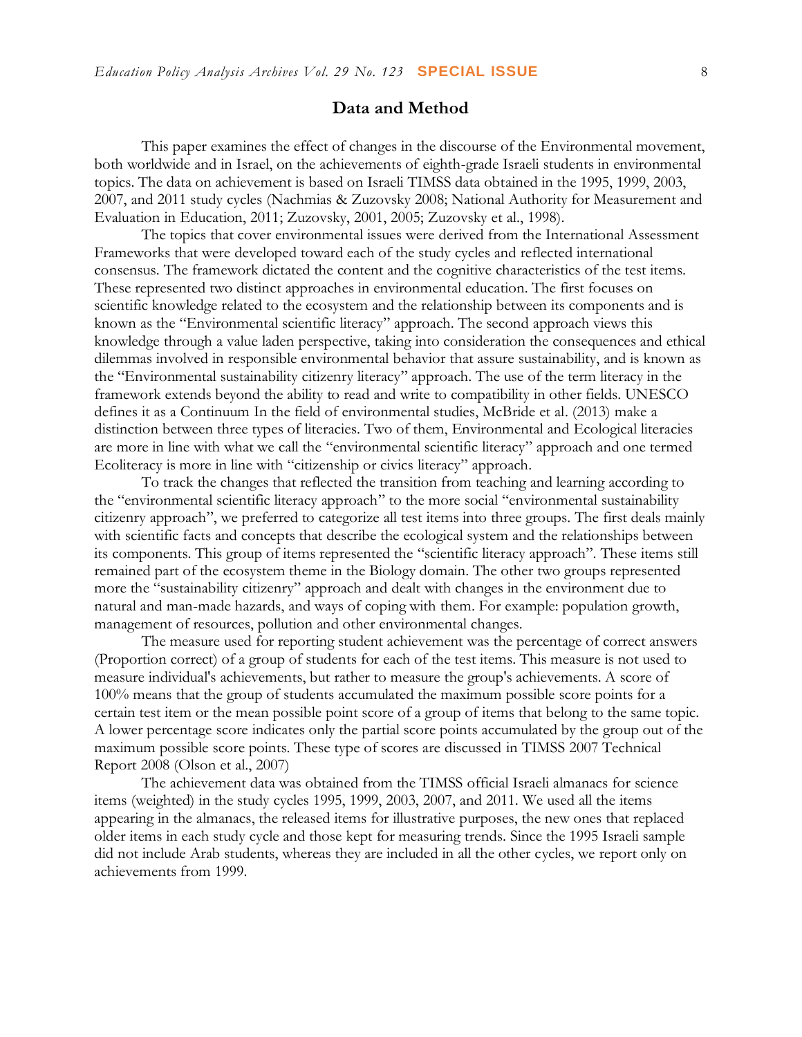## Data and Method

This paper examines the effect of changes in the discourse of the Environmental movement, both worldwide and in Israel, on the achievements of eighth-grade Israeli students in environmental topics. The data on achievement is based on Israeli TIMSS data obtained in the 1995, 1999, 2003, 2007, and 2011 study cycles (Nachmias & Zuzovsky 2008; National Authority for Measurement and Evaluation in Education, 2011; Zuzovsky, 2001, 2005; Zuzovsky et al., 1998).

The topics that cover environmental issues were derived from the International Assessment Frameworks that were developed toward each of the study cycles and reflected international consensus. The framework dictated the content and the cognitive characteristics of the test items. These represented two distinct approaches in environmental education. The first focuses on scientific knowledge related to the ecosystem and the relationship between its components and is known as the "Environmental scientific literacy" approach. The second approach views this knowledge through a value laden perspective, taking into consideration the consequences and ethical dilemmas involved in responsible environmental behavior that assure sustainability, and is known as the "Environmental sustainability citizenry literacy" approach. The use of the term literacy in the framework extends beyond the ability to read and write to compatibility in other fields. UNESCO defines it as a Continuum In the field of environmental studies, McBride et al. (2013) make a distinction between three types of literacies. Two of them, Environmental and Ecological literacies are more in line with what we call the "environmental scientific literacy" approach and one termed Ecoliteracy is more in line with "citizenship or civics literacy" approach.

To track the changes that reflected the transition from teaching and learning according to the "environmental scientific literacy approach" to the more social "environmental sustainability citizenry approach", we preferred to categorize all test items into three groups. The first deals mainly with scientific facts and concepts that describe the ecological system and the relationships between its components. This group of items represented the "scientific literacy approach". These items still remained part of the ecosystem theme in the Biology domain. The other two groups represented more the "sustainability citizenry" approach and dealt with changes in the environment due to natural and man-made hazards, and ways of coping with them. For example: population growth, management of resources, pollution and other environmental changes.

The measure used for reporting student achievement was the percentage of correct answers (Proportion correct) of a group of students for each of the test items. This measure is not used to measure individual's achievements, but rather to measure the group's achievements. A score of 100% means that the group of students accumulated the maximum possible score points for a certain test item or the mean possible point score of a group of items that belong to the same topic. A lower percentage score indicates only the partial score points accumulated by the group out of the maximum possible score points. These type of scores are discussed in TIMSS 2007 Technical Report 2008 (Olson et al., 2007)

The achievement data was obtained from the TIMSS official Israeli almanacs for science items (weighted) in the study cycles 1995, 1999, 2003, 2007, and 2011. We used all the items appearing in the almanacs, the released items for illustrative purposes, the new ones that replaced older items in each study cycle and those kept for measuring trends. Since the 1995 Israeli sample did not include Arab students, whereas they are included in all the other cycles, we report only on achievements from 1999.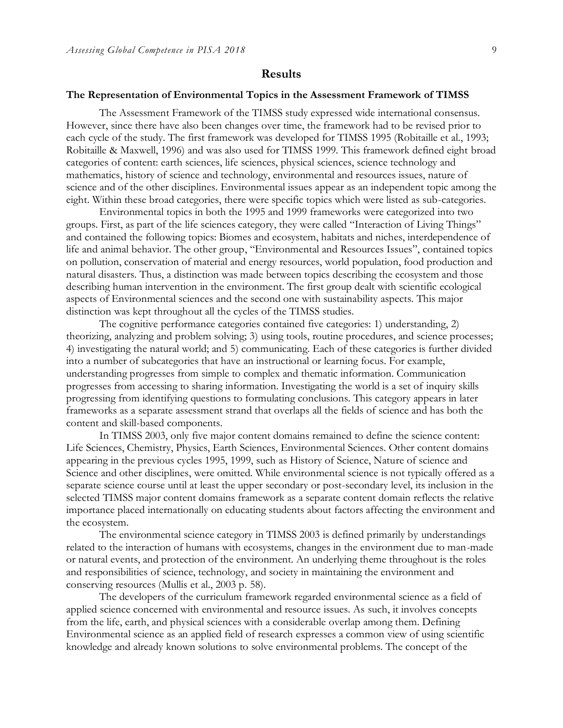## Results

### The Representation of Environmental Topics in the Assessment Framework of TIMSS

The Assessment Framework of the TIMSS study expressed wide international consensus. However, since there have also been changes over time, the framework had to be revised prior to each cycle of the study. The first framework was developed for TIMSS 1995 (Robitaille et al., 1993; Robitaille & Maxwell, 1996) and was also used for TIMSS 1999. This framework defined eight broad categories of content: earth sciences, life sciences, physical sciences, science technology and mathematics, history of science and technology, environmental and resources issues, nature of science and of the other disciplines. Environmental issues appear as an independent topic among the eight. Within these broad categories, there were specific topics which were listed as sub-categories.

Environmental topics in both the 1995 and 1999 frameworks were categorized into two groups. First, as part of the life sciences category, they were called "Interaction of Living Things" and contained the following topics: Biomes and ecosystem, habitats and niches, interdependence of life and animal behavior. The other group, "Environmental and Resources Issues", contained topics on pollution, conservation of material and energy resources, world population, food production and natural disasters. Thus, a distinction was made between topics describing the ecosystem and those describing human intervention in the environment. The first group dealt with scientific ecological aspects of Environmental sciences and the second one with sustainability aspects. This major distinction was kept throughout all the cycles of the TIMSS studies.

The cognitive performance categories contained five categories: 1) understanding, 2) theorizing, analyzing and problem solving; 3) using tools, routine procedures, and science processes; 4) investigating the natural world; and 5) communicating. Each of these categories is further divided into a number of subcategories that have an instructional or learning focus. For example, understanding progresses from simple to complex and thematic information. Communication progresses from accessing to sharing information. Investigating the world is a set of inquiry skills progressing from identifying questions to formulating conclusions. This category appears in later frameworks as a separate assessment strand that overlaps all the fields of science and has both the content and skill-based components.

In TIMSS 2003, only five major content domains remained to define the science content: Life Sciences, Chemistry, Physics, Earth Sciences, Environmental Sciences. Other content domains appearing in the previous cycles 1995, 1999, such as History of Science, Nature of science and Science and other disciplines, were omitted. While environmental science is not typically offered as a separate science course until at least the upper secondary or post-secondary level, its inclusion in the selected TIMSS major content domains framework as a separate content domain reflects the relative importance placed internationally on educating students about factors affecting the environment and the ecosystem.

The environmental science category in TIMSS 2003 is defined primarily by understandings related to the interaction of humans with ecosystems, changes in the environment due to man-made or natural events, and protection of the environment. An underlying theme throughout is the roles and responsibilities of science, technology, and society in maintaining the environment and conserving resources (Mullis et al., 2003 p. 58).

The developers of the curriculum framework regarded environmental science as a field of applied science concerned with environmental and resource issues. As such, it involves concepts from the life, earth, and physical sciences with a considerable overlap among them. Defining Environmental science as an applied field of research expresses a common view of using scientific knowledge and already known solutions to solve environmental problems. The concept of the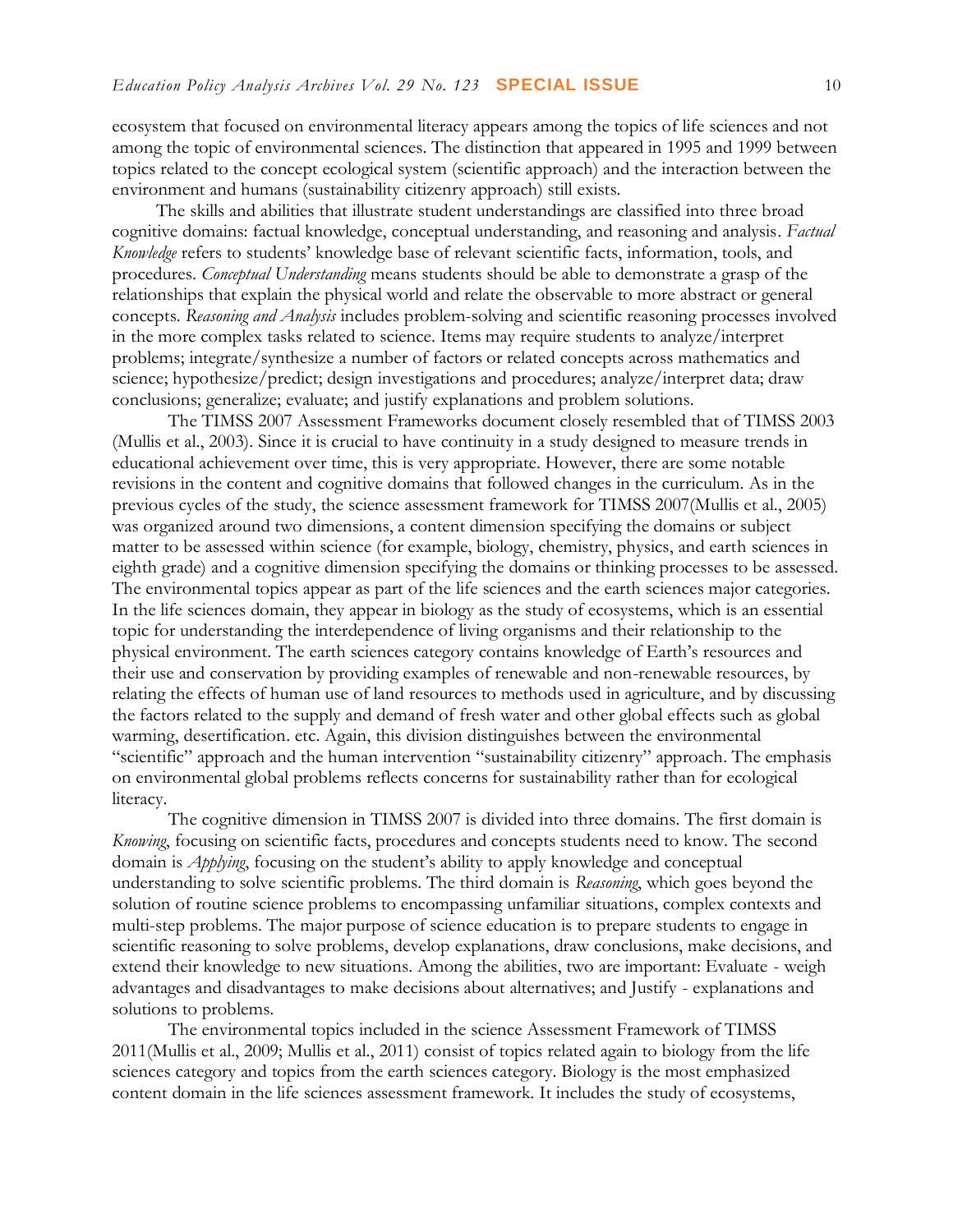ecosystem that focused on environmental literacy appears among the topics of life sciences and not among the topic of environmental sciences. The distinction that appeared in 1995 and 1999 between topics related to the concept ecological system (scientific approach) and the interaction between the environment and humans (sustainability citizenry approach) still exists.

The skills and abilities that illustrate student understandings are classified into three broad cognitive domains: factual knowledge, conceptual understanding, and reasoning and analysis. *Factual Knowledge* refers to students' knowledge base of relevant scientific facts, information, tools, and procedures. *Conceptual Understanding* means students should be able to demonstrate a grasp of the relationships that explain the physical world and relate the observable to more abstract or general concepts. *Reasoning and Analysis* includes problem-solving and scientific reasoning processes involved in the more complex tasks related to science. Items may require students to analyze/interpret problems; integrate/synthesize a number of factors or related concepts across mathematics and science; hypothesize/predict; design investigations and procedures; analyze/interpret data; draw conclusions; generalize; evaluate; and justify explanations and problem solutions.

The TIMSS 2007 Assessment Frameworks document closely resembled that of TIMSS 2003 (Mullis et al., 2003). Since it is crucial to have continuity in a study designed to measure trends in educational achievement over time, this is very appropriate. However, there are some notable revisions in the content and cognitive domains that followed changes in the curriculum. As in the previous cycles of the study, the science assessment framework for TIMSS 2007(Mullis et al., 2005) was organized around two dimensions, a content dimension specifying the domains or subject matter to be assessed within science (for example, biology, chemistry, physics, and earth sciences in eighth grade) and a cognitive dimension specifying the domains or thinking processes to be assessed. The environmental topics appear as part of the life sciences and the earth sciences major categories. In the life sciences domain, they appear in biology as the study of ecosystems, which is an essential topic for understanding the interdependence of living organisms and their relationship to the physical environment. The earth sciences category contains knowledge of Earth's resources and their use and conservation by providing examples of renewable and non-renewable resources, by relating the effects of human use of land resources to methods used in agriculture, and by discussing the factors related to the supply and demand of fresh water and other global effects such as global warming, desertification. etc. Again, this division distinguishes between the environmental "scientific" approach and the human intervention "sustainability citizenry" approach. The emphasis on environmental global problems reflects concerns for sustainability rather than for ecological literacy.

The cognitive dimension in TIMSS 2007 is divided into three domains. The first domain is *Knowing*, focusing on scientific facts, procedures and concepts students need to know. The second domain is *Applying*, focusing on the student's ability to apply knowledge and conceptual understanding to solve scientific problems. The third domain is *Reasoning*, which goes beyond the solution of routine science problems to encompassing unfamiliar situations, complex contexts and multi-step problems. The major purpose of science education is to prepare students to engage in scientific reasoning to solve problems, develop explanations, draw conclusions, make decisions, and extend their knowledge to new situations. Among the abilities, two are important: Evaluate - weigh advantages and disadvantages to make decisions about alternatives; and Justify - explanations and solutions to problems.

The environmental topics included in the science Assessment Framework of TIMSS 2011(Mullis et al., 2009; Mullis et al., 2011) consist of topics related again to biology from the life sciences category and topics from the earth sciences category. Biology is the most emphasized content domain in the life sciences assessment framework. It includes the study of ecosystems,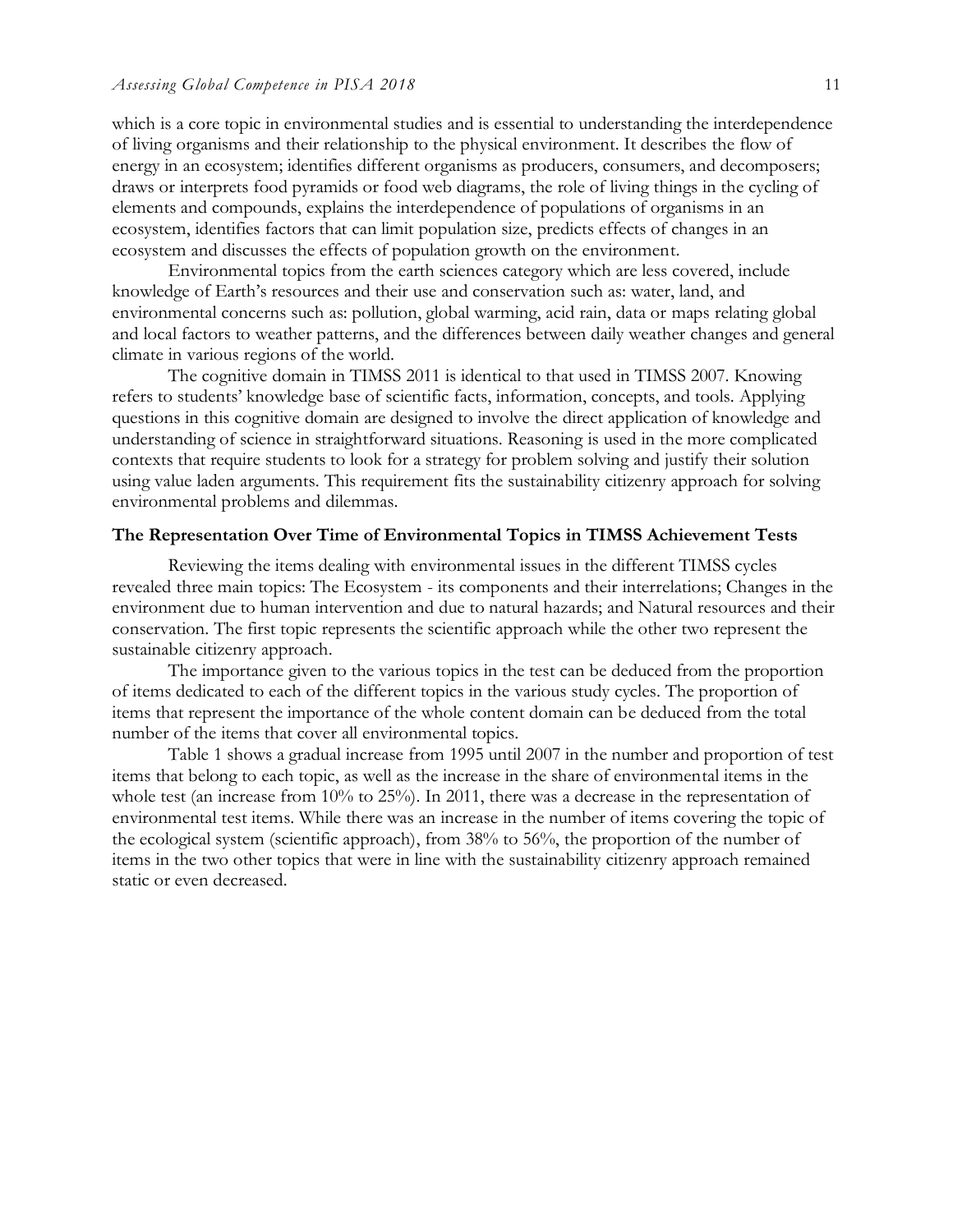which is a core topic in environmental studies and is essential to understanding the interdependence of living organisms and their relationship to the physical environment. It describes the flow of energy in an ecosystem; identifies different organisms as producers, consumers, and decomposers; draws or interprets food pyramids or food web diagrams, the role of living things in the cycling of elements and compounds, explains the interdependence of populations of organisms in an ecosystem, identifies factors that can limit population size, predicts effects of changes in an ecosystem and discusses the effects of population growth on the environment.

Environmental topics from the earth sciences category which are less covered, include knowledge of Earth's resources and their use and conservation such as: water, land, and environmental concerns such as: pollution, global warming, acid rain, data or maps relating global and local factors to weather patterns, and the differences between daily weather changes and general climate in various regions of the world.

The cognitive domain in TIMSS 2011 is identical to that used in TIMSS 2007. Knowing refers to students' knowledge base of scientific facts, information, concepts, and tools. Applying questions in this cognitive domain are designed to involve the direct application of knowledge and understanding of science in straightforward situations. Reasoning is used in the more complicated contexts that require students to look for a strategy for problem solving and justify their solution using value laden arguments. This requirement fits the sustainability citizenry approach for solving environmental problems and dilemmas.

### The Representation Over Time of Environmental Topics in TIMSS Achievement Tests

Reviewing the items dealing with environmental issues in the different TIMSS cycles revealed three main topics: The Ecosystem - its components and their interrelations; Changes in the environment due to human intervention and due to natural hazards; and Natural resources and their conservation. The first topic represents the scientific approach while the other two represent the sustainable citizenry approach.

The importance given to the various topics in the test can be deduced from the proportion of items dedicated to each of the different topics in the various study cycles. The proportion of items that represent the importance of the whole content domain can be deduced from the total number of the items that cover all environmental topics.

Table 1 shows a gradual increase from 1995 until 2007 in the number and proportion of test items that belong to each topic, as well as the increase in the share of environmental items in the whole test (an increase from 10% to 25%). In 2011, there was a decrease in the representation of environmental test items. While there was an increase in the number of items covering the topic of the ecological system (scientific approach), from 38% to 56%, the proportion of the number of items in the two other topics that were in line with the sustainability citizenry approach remained static or even decreased.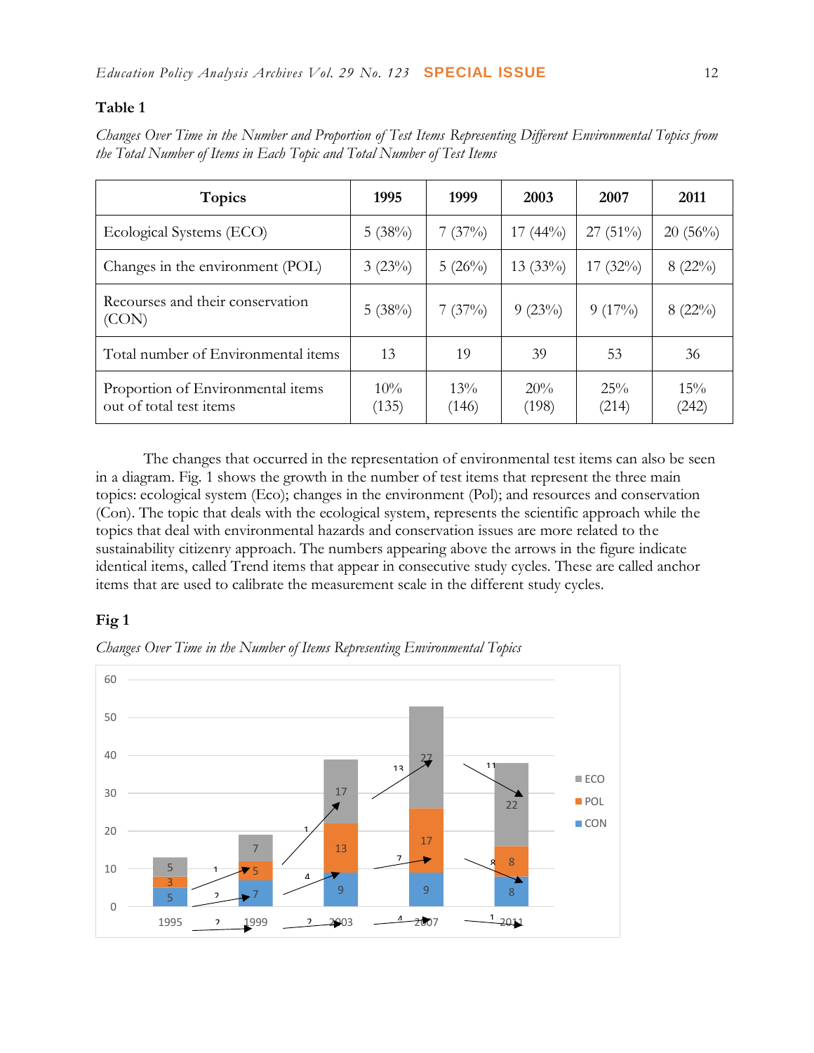**Table 1**

*Changes Over Time in the Number and Proportion of Test Items Representing Different Environmental Topics from the Total Number of Items in Each Topic and Total Number of Test Items*

| Topics | 1995 | 1999 | 2003 | 2007 | 2011 |
|---|---|---|---|---|---|
| Ecological Systems (ECO) | 5 (38%) | 7 (37%) | 17 (44%) | 27 (51%) | 20 (56%) |
| Changes in the environment (POL) | 3 (23%) | 5 (26%) | 13 (33%) | 17 (32%) | 8 (22%) |
| Recourses and their conservation (CON) | 5 (38%) | 7 (37%) | 9 (23%) | 9 (17%) | 8 (22%) |
| Total number of Environmental items | 13 | 19 | 39 | 53 | 36 |
| Proportion of Environmental items out of total test items | 10% (135) | 13% (146) | 20% (198) | 25% (214) | 15% (242) |

The changes that occurred in the representation of environmental test items can also be seen in a diagram. Fig. 1 shows the growth in the number of test items that represent the three main topics: ecological system (Eco); changes in the environment (Pol); and resources and conservation (Con). The topic that deals with the ecological system, represents the scientific approach while the topics that deal with environmental hazards and conservation issues are more related to the sustainability citizenry approach. The numbers appearing above the arrows in the figure indicate identical items, called Trend items that appear in consecutive study cycles. These are called anchor items that are used to calibrate the measurement scale in the different study cycles.

**Fig 1**

*Changes Over Time in the Number of Items Representing Environmental Topics*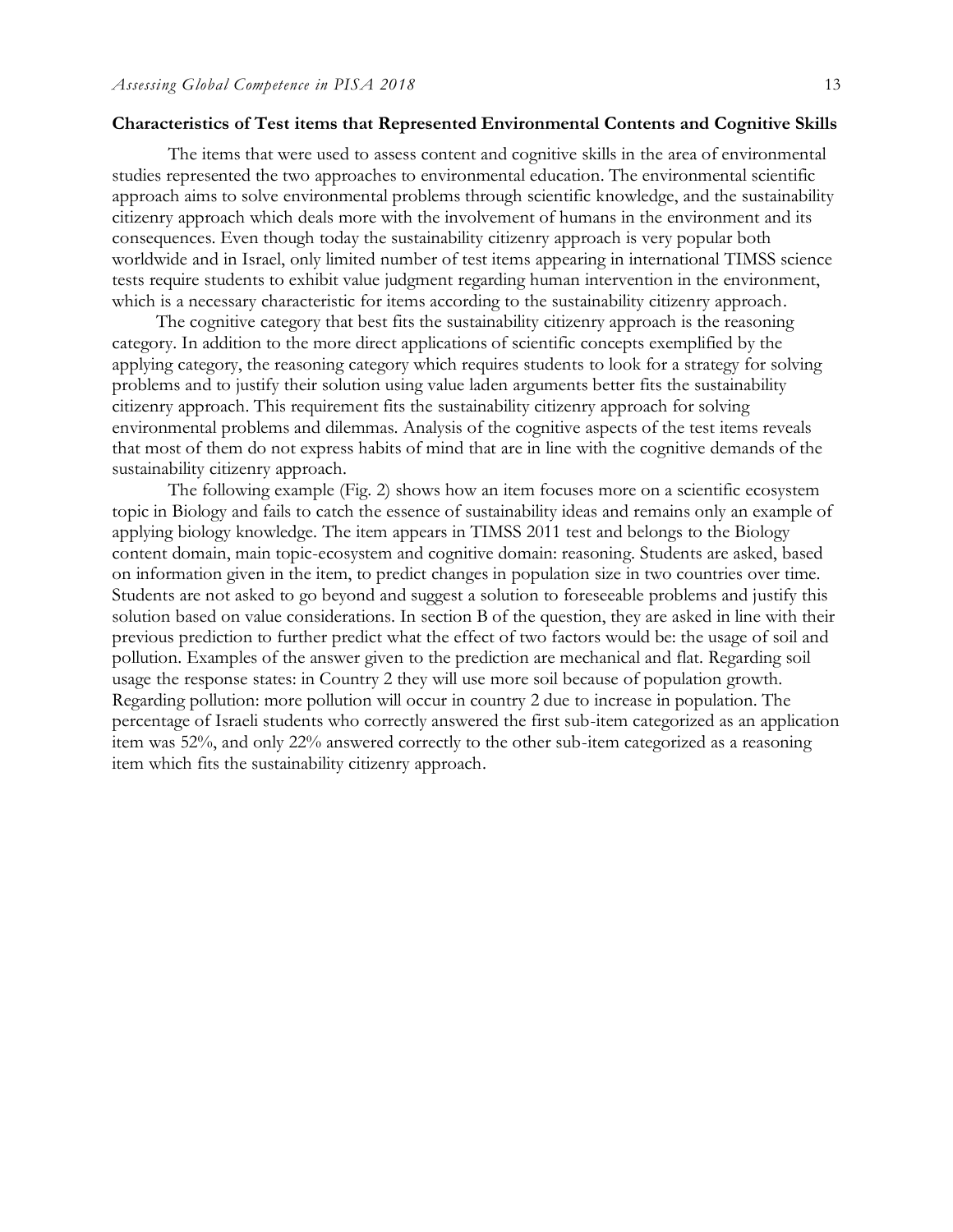**Characteristics of Test items that Represented Environmental Contents and Cognitive Skills**

The items that were used to assess content and cognitive skills in the area of environmental studies represented the two approaches to environmental education. The environmental scientific approach aims to solve environmental problems through scientific knowledge, and the sustainability citizenry approach which deals more with the involvement of humans in the environment and its consequences. Even though today the sustainability citizenry approach is very popular both worldwide and in Israel, only limited number of test items appearing in international TIMSS science tests require students to exhibit value judgment regarding human intervention in the environment, which is a necessary characteristic for items according to the sustainability citizenry approach.

The cognitive category that best fits the sustainability citizenry approach is the reasoning category. In addition to the more direct applications of scientific concepts exemplified by the applying category, the reasoning category which requires students to look for a strategy for solving problems and to justify their solution using value laden arguments better fits the sustainability citizenry approach. This requirement fits the sustainability citizenry approach for solving environmental problems and dilemmas. Analysis of the cognitive aspects of the test items reveals that most of them do not express habits of mind that are in line with the cognitive demands of the sustainability citizenry approach.

The following example (Fig. 2) shows how an item focuses more on a scientific ecosystem topic in Biology and fails to catch the essence of sustainability ideas and remains only an example of applying biology knowledge. The item appears in TIMSS 2011 test and belongs to the Biology content domain, main topic-ecosystem and cognitive domain: reasoning. Students are asked, based on information given in the item, to predict changes in population size in two countries over time. Students are not asked to go beyond and suggest a solution to foreseeable problems and justify this solution based on value considerations. In section B of the question, they are asked in line with their previous prediction to further predict what the effect of two factors would be: the usage of soil and pollution. Examples of the answer given to the prediction are mechanical and flat. Regarding soil usage the response states: in Country 2 they will use more soil because of population growth. Regarding pollution: more pollution will occur in country 2 due to increase in population. The percentage of Israeli students who correctly answered the first sub-item categorized as an application item was 52%, and only 22% answered correctly to the other sub-item categorized as a reasoning item which fits the sustainability citizenry approach.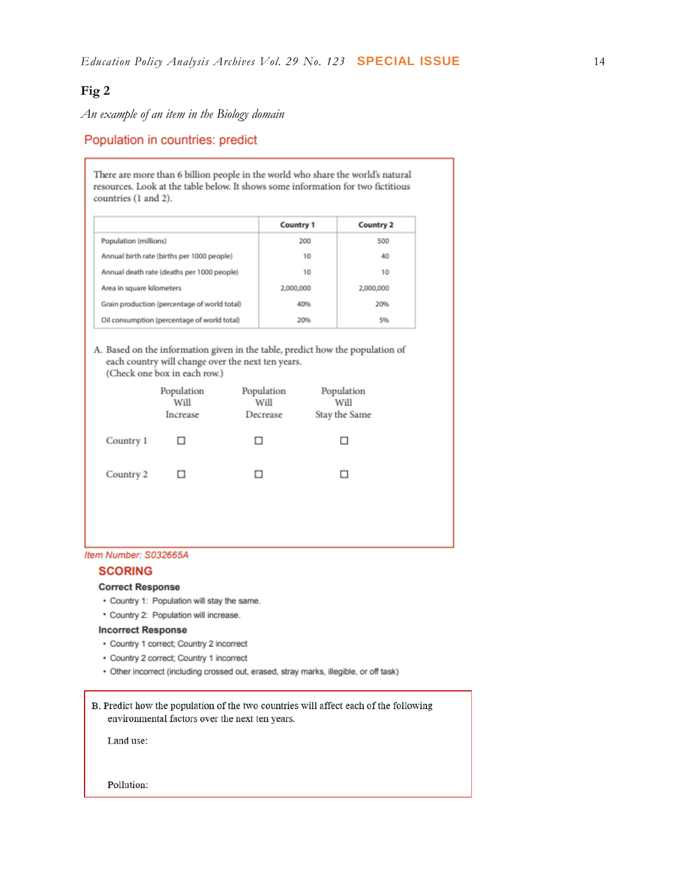**Fig 2**

*An example of an item in the Biology domain*

## Population in countries: predict

There are more than 6 billion people in the world who share the world's natural resources. Look at the table below. It shows some information for two fictitious countries (1 and 2).

| | Country 1 | Country 2 |
|---|---|---|
| Population (millions) | 200 | 500 |
| Annual birth rate (births per 1000 people) | 10 | 40 |
| Annual death rate (deaths per 1000 people) | 10 | 10 |
| Area in square kilometers | 2,000,000 | 2,000,000 |
| Grain production (percentage of world total) | 40% | 20% |
| Oil consumption (percentage of world total) | 20% | 5% |

A. Based on the information given in the table, predict how the population of each country will change over the next ten years. (Check one box in each row.)

| | Population Will Increase | Population Will Decrease | Population Will Stay the Same |
|---|---|---|---|
| Country 1 | ☐ | ☐ | ☐ |
| Country 2 | ☐ | ☐ | ☐ |

*Item Number: S032665A*

### SCORING

**Correct Response**

- Country 1: Population will stay the same.
- Country 2: Population will increase.

**Incorrect Response**

- Country 1 correct; Country 2 incorrect
- Country 2 correct; Country 1 incorrect
- Other incorrect (including crossed out, erased, stray marks, illegible, or off task)

B. Predict how the population of the two countries will affect each of the following environmental factors over the next ten years.

Land use:

Pollution: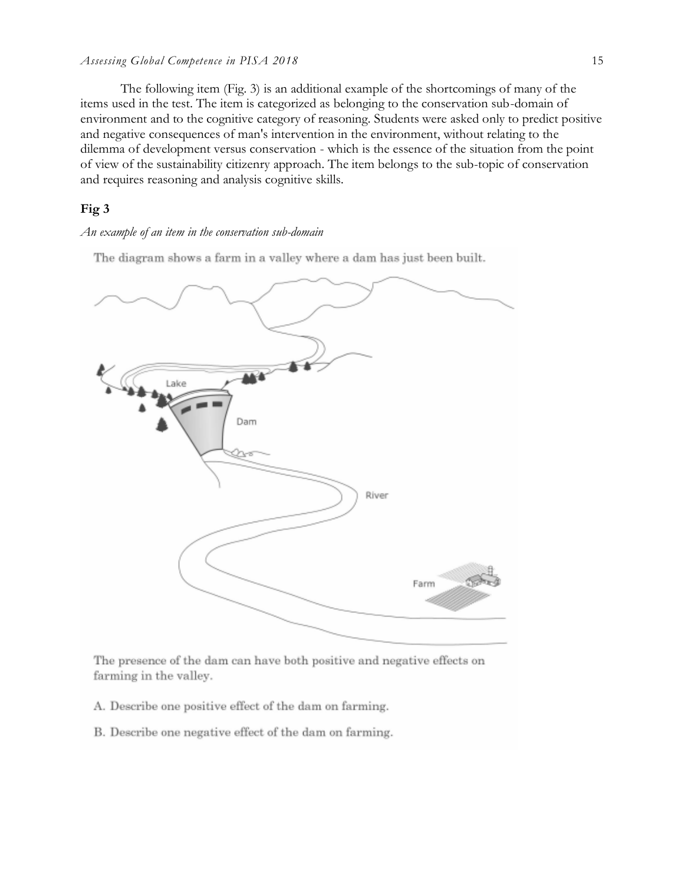The following item (Fig. 3) is an additional example of the shortcomings of many of the items used in the test. The item is categorized as belonging to the conservation sub-domain of environment and to the cognitive category of reasoning. Students were asked only to predict positive and negative consequences of man's intervention in the environment, without relating to the dilemma of development versus conservation - which is the essence of the situation from the point of view of the sustainability citizenry approach. The item belongs to the sub-topic of conservation and requires reasoning and analysis cognitive skills.

**Fig 3**

*An example of an item in the conservation sub-domain*

The diagram shows a farm in a valley where a dam has just been built.

The presence of the dam can have both positive and negative effects on farming in the valley.

A. Describe one positive effect of the dam on farming.

B. Describe one negative effect of the dam on farming.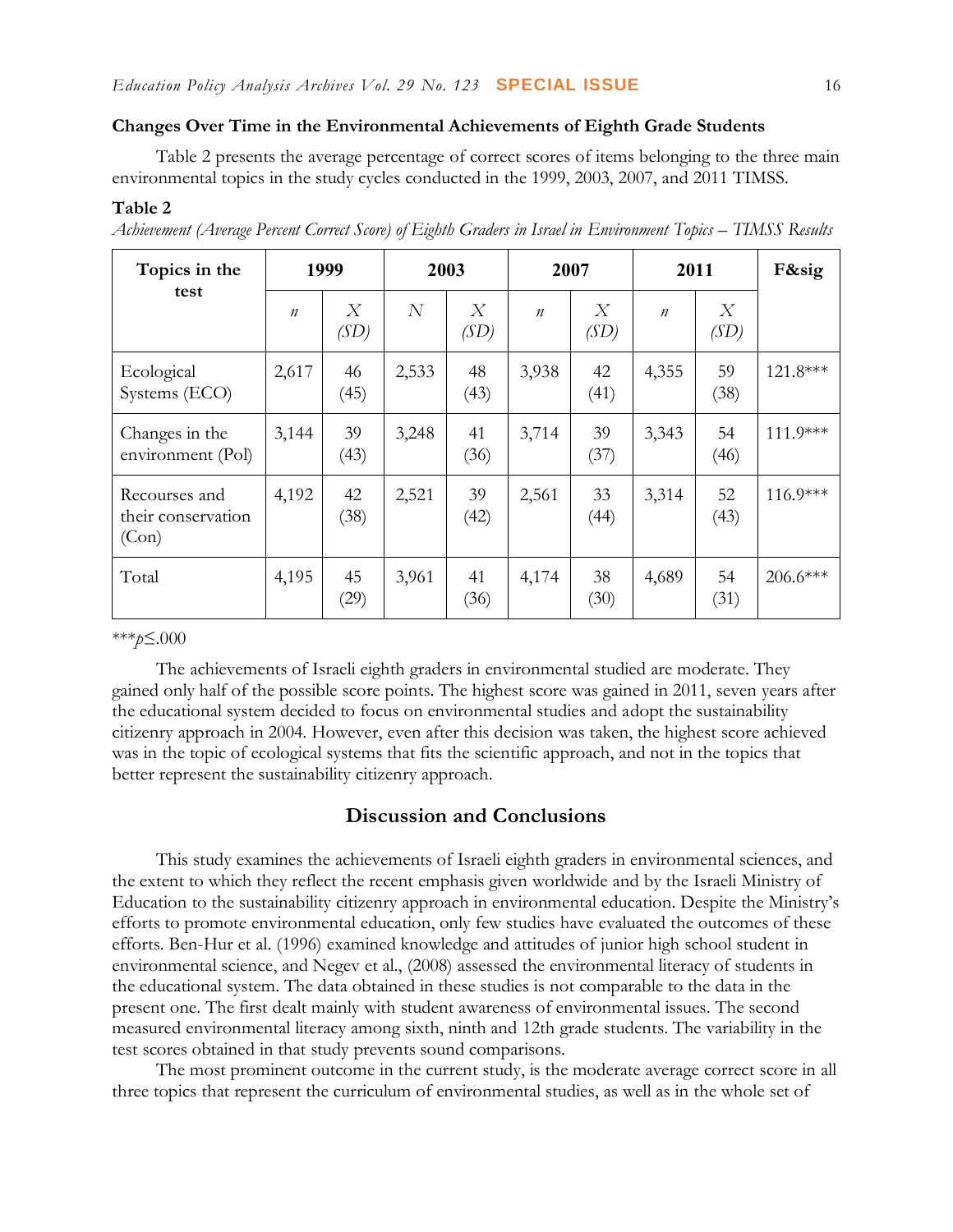### Changes Over Time in the Environmental Achievements of Eighth Grade Students

Table 2 presents the average percentage of correct scores of items belonging to the three main environmental topics in the study cycles conducted in the 1999, 2003, 2007, and 2011 TIMSS.

**Table 2**

*Achievement (Average Percent Correct Score) of Eighth Graders in Israel in Environment Topics – TIMSS Results*

| Topics in the test | 1999 | | 2003 | | 2007 | | 2011 | | F&sig |
|---|---|---|---|---|---|---|---|---|---|
| | *n* | *X* (*SD*) | *N* | *X* (*SD*) | *n* | *X* (*SD*) | *n* | *X* (*SD*) | |
| Ecological Systems (ECO) | 2,617 | 46 (45) | 2,533 | 48 (43) | 3,938 | 42 (41) | 4,355 | 59 (38) | 121.8*** |
| Changes in the environment (Pol) | 3,144 | 39 (43) | 3,248 | 41 (36) | 3,714 | 39 (37) | 3,343 | 54 (46) | 111.9*** |
| Recourses and their conservation (Con) | 4,192 | 42 (38) | 2,521 | 39 (42) | 2,561 | 33 (44) | 3,314 | 52 (43) | 116.9*** |
| Total | 4,195 | 45 (29) | 3,961 | 41 (36) | 4,174 | 38 (30) | 4,689 | 54 (31) | 206.6*** |

***$p \leq .000$

The achievements of Israeli eighth graders in environmental studied are moderate. They gained only half of the possible score points. The highest score was gained in 2011, seven years after the educational system decided to focus on environmental studies and adopt the sustainability citizenry approach in 2004. However, even after this decision was taken, the highest score achieved was in the topic of ecological systems that fits the scientific approach, and not in the topics that better represent the sustainability citizenry approach.

## Discussion and Conclusions

This study examines the achievements of Israeli eighth graders in environmental sciences, and the extent to which they reflect the recent emphasis given worldwide and by the Israeli Ministry of Education to the sustainability citizenry approach in environmental education. Despite the Ministry's efforts to promote environmental education, only few studies have evaluated the outcomes of these efforts. Ben-Hur et al. (1996) examined knowledge and attitudes of junior high school student in environmental science, and Negev et al., (2008) assessed the environmental literacy of students in the educational system. The data obtained in these studies is not comparable to the data in the present one. The first dealt mainly with student awareness of environmental issues. The second measured environmental literacy among sixth, ninth and 12th grade students. The variability in the test scores obtained in that study prevents sound comparisons.

The most prominent outcome in the current study, is the moderate average correct score in all three topics that represent the curriculum of environmental studies, as well as in the whole set of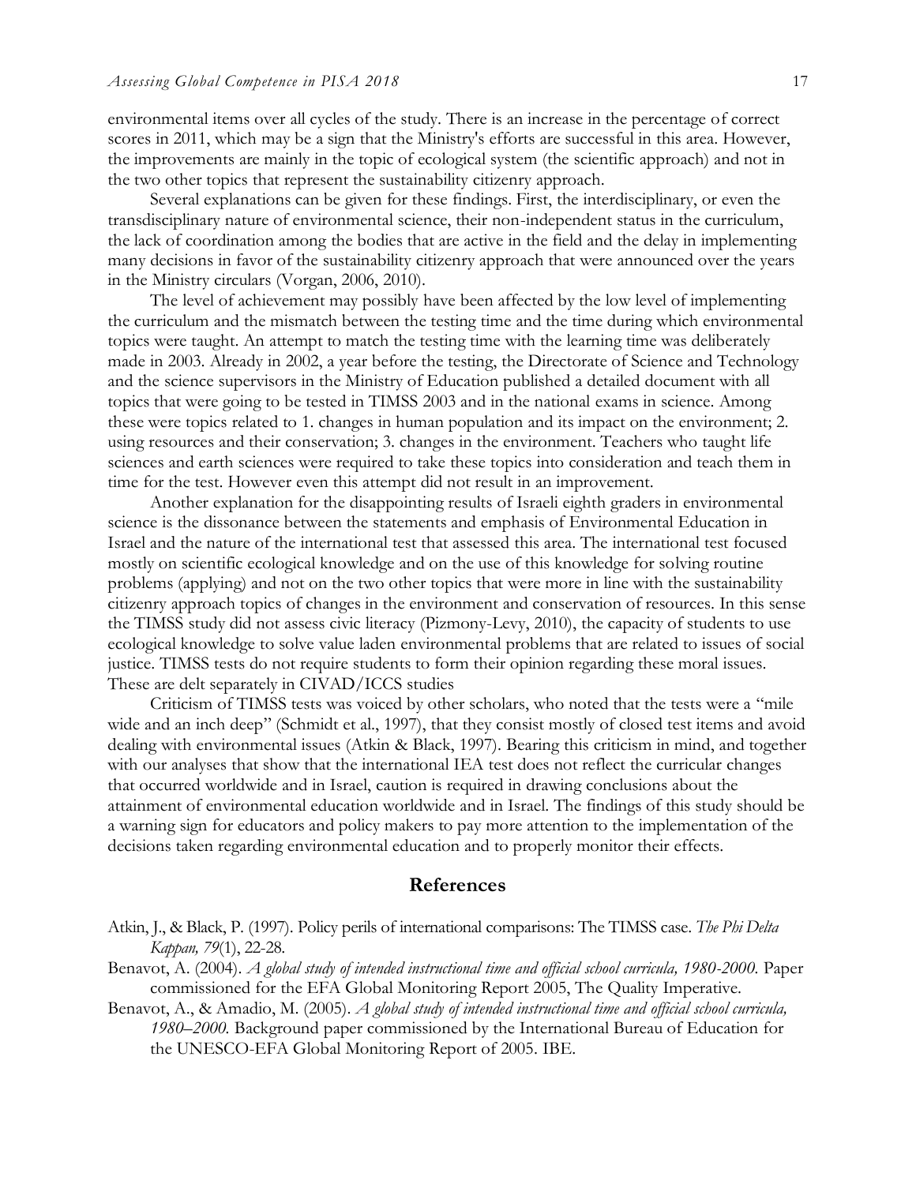environmental items over all cycles of the study. There is an increase in the percentage of correct scores in 2011, which may be a sign that the Ministry's efforts are successful in this area. However, the improvements are mainly in the topic of ecological system (the scientific approach) and not in the two other topics that represent the sustainability citizenry approach.

Several explanations can be given for these findings. First, the interdisciplinary, or even the transdisciplinary nature of environmental science, their non-independent status in the curriculum, the lack of coordination among the bodies that are active in the field and the delay in implementing many decisions in favor of the sustainability citizenry approach that were announced over the years in the Ministry circulars (Vorgan, 2006, 2010).

The level of achievement may possibly have been affected by the low level of implementing the curriculum and the mismatch between the testing time and the time during which environmental topics were taught. An attempt to match the testing time with the learning time was deliberately made in 2003. Already in 2002, a year before the testing, the Directorate of Science and Technology and the science supervisors in the Ministry of Education published a detailed document with all topics that were going to be tested in TIMSS 2003 and in the national exams in science. Among these were topics related to 1. changes in human population and its impact on the environment; 2. using resources and their conservation; 3. changes in the environment. Teachers who taught life sciences and earth sciences were required to take these topics into consideration and teach them in time for the test. However even this attempt did not result in an improvement.

Another explanation for the disappointing results of Israeli eighth graders in environmental science is the dissonance between the statements and emphasis of Environmental Education in Israel and the nature of the international test that assessed this area. The international test focused mostly on scientific ecological knowledge and on the use of this knowledge for solving routine problems (applying) and not on the two other topics that were more in line with the sustainability citizenry approach topics of changes in the environment and conservation of resources. In this sense the TIMSS study did not assess civic literacy (Pizmony-Levy, 2010), the capacity of students to use ecological knowledge to solve value laden environmental problems that are related to issues of social justice. TIMSS tests do not require students to form their opinion regarding these moral issues. These are delt separately in CIVAD/ICCS studies

Criticism of TIMSS tests was voiced by other scholars, who noted that the tests were a "mile wide and an inch deep" (Schmidt et al., 1997), that they consist mostly of closed test items and avoid dealing with environmental issues (Atkin & Black, 1997). Bearing this criticism in mind, and together with our analyses that show that the international IEA test does not reflect the curricular changes that occurred worldwide and in Israel, caution is required in drawing conclusions about the attainment of environmental education worldwide and in Israel. The findings of this study should be a warning sign for educators and policy makers to pay more attention to the implementation of the decisions taken regarding environmental education and to properly monitor their effects.

## References

Atkin, J., & Black, P. (1997). Policy perils of international comparisons: The TIMSS case. *The Phi Delta Kappan, 79*(1), 22-28.

Benavot, A. (2004). *A global study of intended instructional time and official school curricula, 1980-2000.* Paper commissioned for the EFA Global Monitoring Report 2005, The Quality Imperative.

Benavot, A., & Amadio, M. (2005). *A global study of intended instructional time and official school curricula, 1980–2000.* Background paper commissioned by the International Bureau of Education for the UNESCO-EFA Global Monitoring Report of 2005. IBE.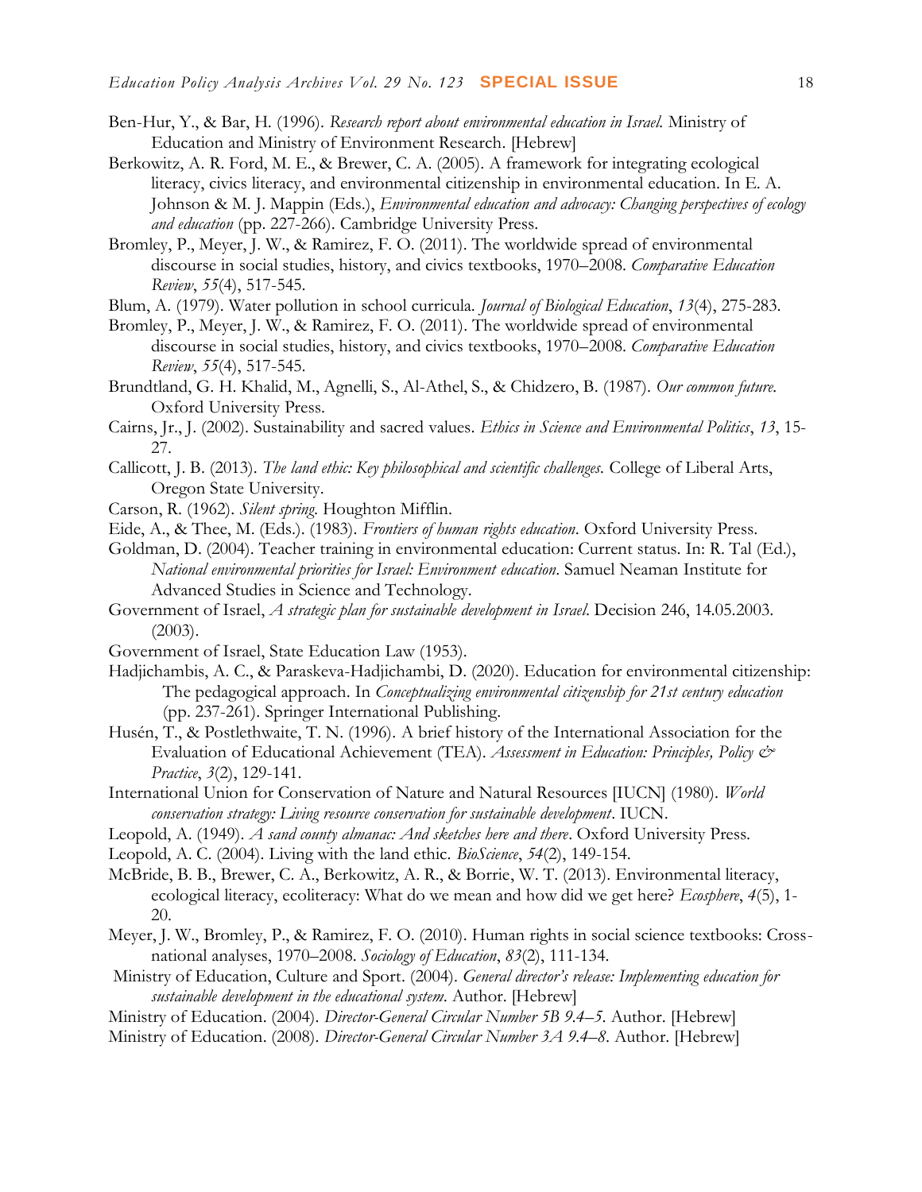Ben-Hur, Y., & Bar, H. (1996). *Research report about environmental education in Israel.* Ministry of Education and Ministry of Environment Research. [Hebrew]

Berkowitz, A. R. Ford, M. E., & Brewer, C. A. (2005). A framework for integrating ecological literacy, civics literacy, and environmental citizenship in environmental education. In E. A. Johnson & M. J. Mappin (Eds.), *Environmental education and advocacy: Changing perspectives of ecology and education* (pp. 227-266). Cambridge University Press.

Bromley, P., Meyer, J. W., & Ramirez, F. O. (2011). The worldwide spread of environmental discourse in social studies, history, and civics textbooks, 1970–2008. *Comparative Education Review*, *55*(4), 517-545.

Blum, A. (1979). Water pollution in school curricula. *Journal of Biological Education*, *13*(4), 275-283.

Bromley, P., Meyer, J. W., & Ramirez, F. O. (2011). The worldwide spread of environmental discourse in social studies, history, and civics textbooks, 1970–2008. *Comparative Education Review*, *55*(4), 517-545.

Brundtland, G. H. Khalid, M., Agnelli, S., Al-Athel, S., & Chidzero, B. (1987). *Our common future.* Oxford University Press.

Cairns, Jr., J. (2002). Sustainability and sacred values. *Ethics in Science and Environmental Politics*, *13*, 15-27.

Callicott, J. B. (2013). *The land ethic: Key philosophical and scientific challenges.* College of Liberal Arts, Oregon State University.

Carson, R. (1962). *Silent spring.* Houghton Mifflin.

Eide, A., & Thee, M. (Eds.). (1983). *Frontiers of human rights education*. Oxford University Press.

Goldman, D. (2004). Teacher training in environmental education: Current status. In: R. Tal (Ed.), *National environmental priorities for Israel: Environment education*. Samuel Neaman Institute for Advanced Studies in Science and Technology.

Government of Israel, *A strategic plan for sustainable development in Israel*. Decision 246, 14.05.2003. (2003).

Government of Israel, State Education Law (1953).

Hadjichambis, A. C., & Paraskeva-Hadjichambi, D. (2020). Education for environmental citizenship: The pedagogical approach. In *Conceptualizing environmental citizenship for 21st century education* (pp. 237-261). Springer International Publishing.

Husén, T., & Postlethwaite, T. N. (1996). A brief history of the International Association for the Evaluation of Educational Achievement (TEA). *Assessment in Education: Principles, Policy & Practice*, *3*(2), 129-141.

International Union for Conservation of Nature and Natural Resources [IUCN] (1980). *World conservation strategy: Living resource conservation for sustainable development*. IUCN.

Leopold, A. (1949). *A sand county almanac: And sketches here and there*. Oxford University Press.

Leopold, A. C. (2004). Living with the land ethic. *BioScience*, *54*(2), 149-154.

McBride, B. B., Brewer, C. A., Berkowitz, A. R., & Borrie, W. T. (2013). Environmental literacy, ecological literacy, ecoliteracy: What do we mean and how did we get here? *Ecosphere*, *4*(5), 1-20.

Meyer, J. W., Bromley, P., & Ramirez, F. O. (2010). Human rights in social science textbooks: Cross-national analyses, 1970–2008. *Sociology of Education*, *83*(2), 111-134.

Ministry of Education, Culture and Sport. (2004). *General director's release: Implementing education for sustainable development in the educational system*. Author. [Hebrew]

Ministry of Education. (2004). *Director-General Circular Number 5B 9.4–5*. Author. [Hebrew]

Ministry of Education. (2008). *Director-General Circular Number 3A 9.4–8*. Author. [Hebrew]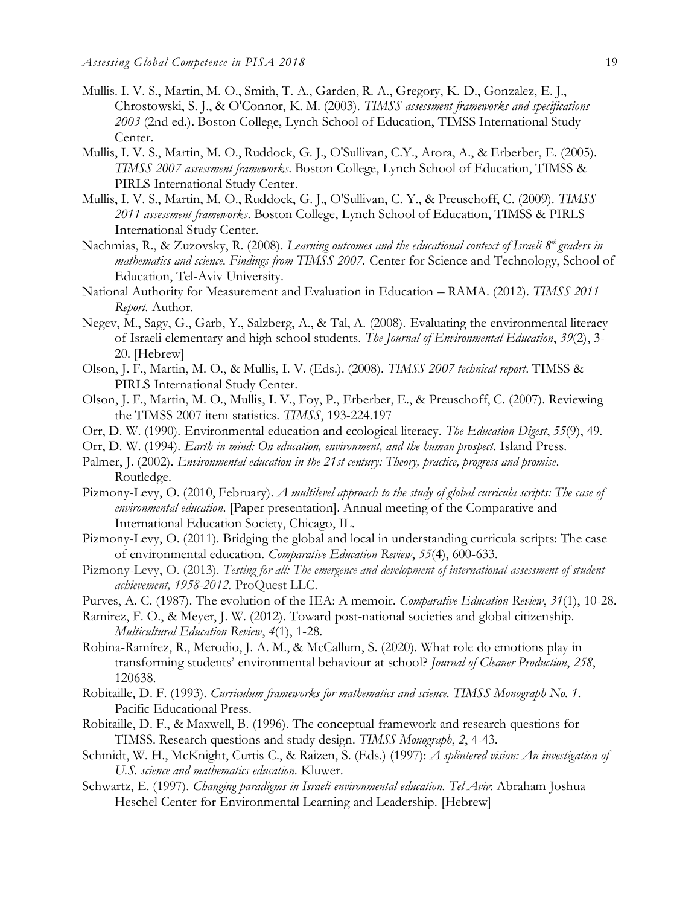Mullis. I. V. S., Martin, M. O., Smith, T. A., Garden, R. A., Gregory, K. D., Gonzalez, E. J., Chrostowski, S. J., & O'Connor, K. M. (2003). *TIMSS assessment frameworks and specifications 2003* (2nd ed.). Boston College, Lynch School of Education, TIMSS International Study Center.

Mullis, I. V. S., Martin, M. O., Ruddock, G. J., O'Sullivan, C.Y., Arora, A., & Erberber, E. (2005). *TIMSS 2007 assessment frameworks*. Boston College, Lynch School of Education, TIMSS & PIRLS International Study Center.

Mullis, I. V. S., Martin, M. O., Ruddock, G. J., O'Sullivan, C. Y., & Preuschoff, C. (2009). *TIMSS 2011 assessment frameworks*. Boston College, Lynch School of Education, TIMSS & PIRLS International Study Center.

Nachmias, R., & Zuzovsky, R. (2008). *Learning outcomes and the educational context of Israeli 8th graders in mathematics and science. Findings from TIMSS 2007.* Center for Science and Technology, School of Education, Tel-Aviv University.

National Authority for Measurement and Evaluation in Education – RAMA. (2012). *TIMSS 2011 Report.* Author.

Negev, M., Sagy, G., Garb, Y., Salzberg, A., & Tal, A. (2008). Evaluating the environmental literacy of Israeli elementary and high school students. *The Journal of Environmental Education*, *39*(2), 3-20. [Hebrew]

Olson, J. F., Martin, M. O., & Mullis, I. V. (Eds.). (2008). *TIMSS 2007 technical report*. TIMSS & PIRLS International Study Center.

Olson, J. F., Martin, M. O., Mullis, I. V., Foy, P., Erberber, E., & Preuschoff, C. (2007). Reviewing the TIMSS 2007 item statistics. *TIMSS*, 193-224.197

Orr, D. W. (1990). Environmental education and ecological literacy. *The Education Digest*, *55*(9), 49.

Orr, D. W. (1994). *Earth in mind: On education, environment, and the human prospect.* Island Press.

Palmer, J. (2002). *Environmental education in the 21st century: Theory, practice, progress and promise*. Routledge.

Pizmony-Levy, O. (2010, February). *A multilevel approach to the study of global curricula scripts: The case of environmental education*. [Paper presentation]. Annual meeting of the Comparative and International Education Society, Chicago, IL.

Pizmony-Levy, O. (2011). Bridging the global and local in understanding curricula scripts: The case of environmental education. *Comparative Education Review*, *55*(4), 600-633.

Pizmony-Levy, O. (2013). *Testing for all: The emergence and development of international assessment of student achievement, 1958-2012.* ProQuest LLC.

Purves, A. C. (1987). The evolution of the IEA: A memoir. *Comparative Education Review*, *31*(1), 10-28.

Ramirez, F. O., & Meyer, J. W. (2012). Toward post-national societies and global citizenship. *Multicultural Education Review*, *4*(1), 1-28.

Robina-Ramírez, R., Merodio, J. A. M., & McCallum, S. (2020). What role do emotions play in transforming students' environmental behaviour at school? *Journal of Cleaner Production*, *258*, 120638.

Robitaille, D. F. (1993). *Curriculum frameworks for mathematics and science. TIMSS Monograph No. 1*. Pacific Educational Press.

Robitaille, D. F., & Maxwell, B. (1996). The conceptual framework and research questions for TIMSS. Research questions and study design. *TIMSS Monograph*, *2*, 4-43.

Schmidt, W. H., McKnight, Curtis C., & Raizen, S. (Eds.) (1997): *A splintered vision: An investigation of U.S. science and mathematics education.* Kluwer.

Schwartz, E. (1997). *Changing paradigms in Israeli environmental education. Tel Aviv*: Abraham Joshua Heschel Center for Environmental Learning and Leadership. [Hebrew]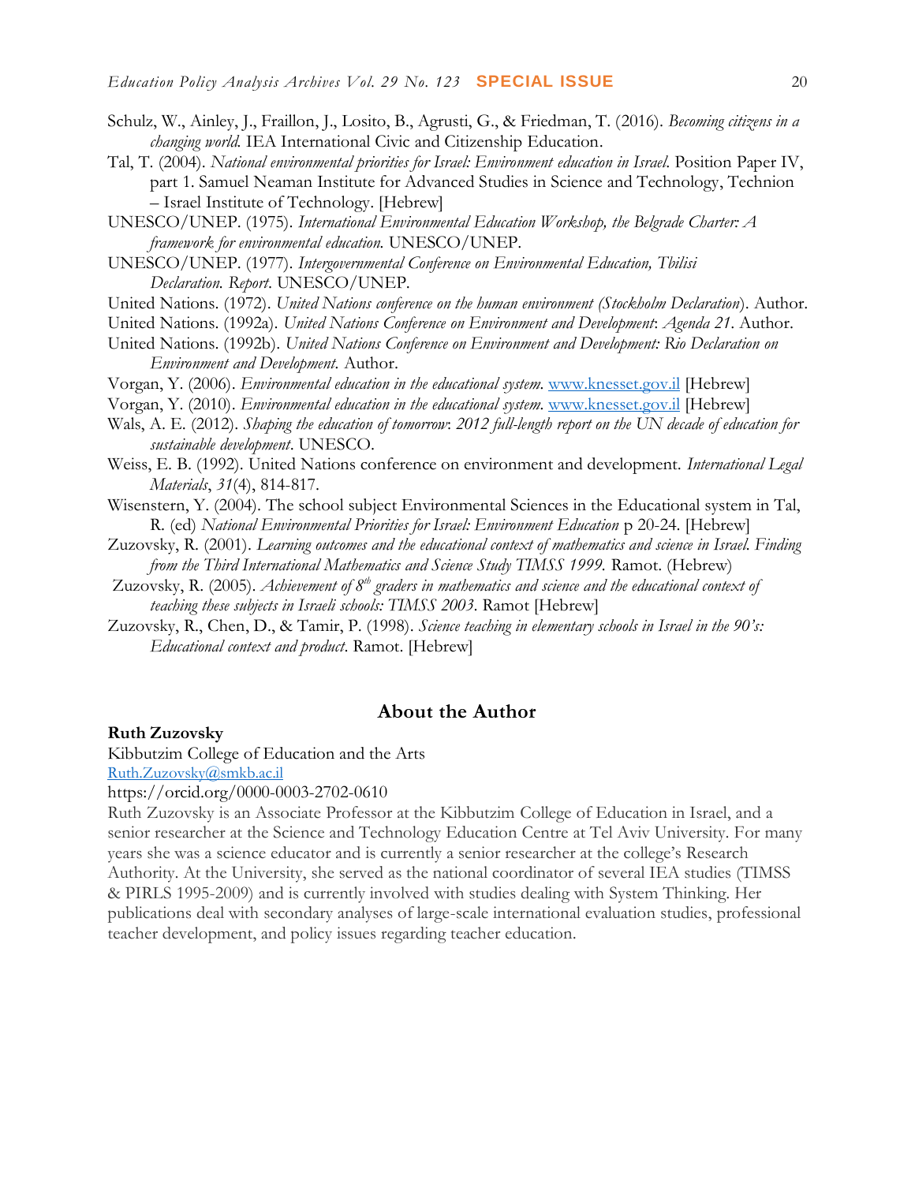Schulz, W., Ainley, J., Fraillon, J., Losito, B., Agrusti, G., & Friedman, T. (2016). *Becoming citizens in a changing world.* IEA International Civic and Citizenship Education.

Tal, T. (2004). *National environmental priorities for Israel: Environment education in Israel.* Position Paper IV, part 1. Samuel Neaman Institute for Advanced Studies in Science and Technology, Technion – Israel Institute of Technology. [Hebrew]

UNESCO/UNEP. (1975). *International Environmental Education Workshop, the Belgrade Charter: A framework for environmental education.* UNESCO/UNEP.

UNESCO/UNEP. (1977). *Intergovernmental Conference on Environmental Education, Tbilisi Declaration. Report.* UNESCO/UNEP.

United Nations. (1972). *United Nations conference on the human environment (Stockholm Declaration*). Author.

United Nations. (1992a). *United Nations Conference on Environment and Development*: *Agenda 21*. Author.

United Nations. (1992b). *United Nations Conference on Environment and Development: Rio Declaration on Environment and Development.* Author.

Vorgan, Y. (2006). *Environmental education in the educational system.* www.knesset.gov.il [Hebrew]

Vorgan, Y. (2010). *Environmental education in the educational system.* www.knesset.gov.il [Hebrew]

Wals, A. E. (2012). *Shaping the education of tomorrow*: *2012 full-length report on the UN decade of education for sustainable development*. UNESCO.

Weiss, E. B. (1992). United Nations conference on environment and development. *International Legal Materials*, *31*(4), 814-817.

Wisenstern, Y. (2004). The school subject Environmental Sciences in the Educational system in Tal, R. (ed) *National Environmental Priorities for Israel: Environment Education* p 20-24. [Hebrew]

Zuzovsky, R. (2001). *Learning outcomes and the educational context of mathematics and science in Israel. Finding from the Third International Mathematics and Science Study TIMSS 1999.* Ramot. (Hebrew)

Zuzovsky, R. (2005). *Achievement of 8th graders in mathematics and science and the educational context of teaching these subjects in Israeli schools: TIMSS 2003.* Ramot [Hebrew]

Zuzovsky, R., Chen, D., & Tamir, P. (1998). *Science teaching in elementary schools in Israel in the 90's: Educational context and product.* Ramot. [Hebrew]

## About the Author

**Ruth Zuzovsky**

Kibbutzim College of Education and the Arts

Ruth.Zuzovsky@smkb.ac.il

https://orcid.org/0000-0003-2702-0610

Ruth Zuzovsky is an Associate Professor at the Kibbutzim College of Education in Israel, and a senior researcher at the Science and Technology Education Centre at Tel Aviv University. For many years she was a science educator and is currently a senior researcher at the college's Research Authority. At the University, she served as the national coordinator of several IEA studies (TIMSS & PIRLS 1995-2009) and is currently involved with studies dealing with System Thinking. Her publications deal with secondary analyses of large-scale international evaluation studies, professional teacher development, and policy issues regarding teacher education.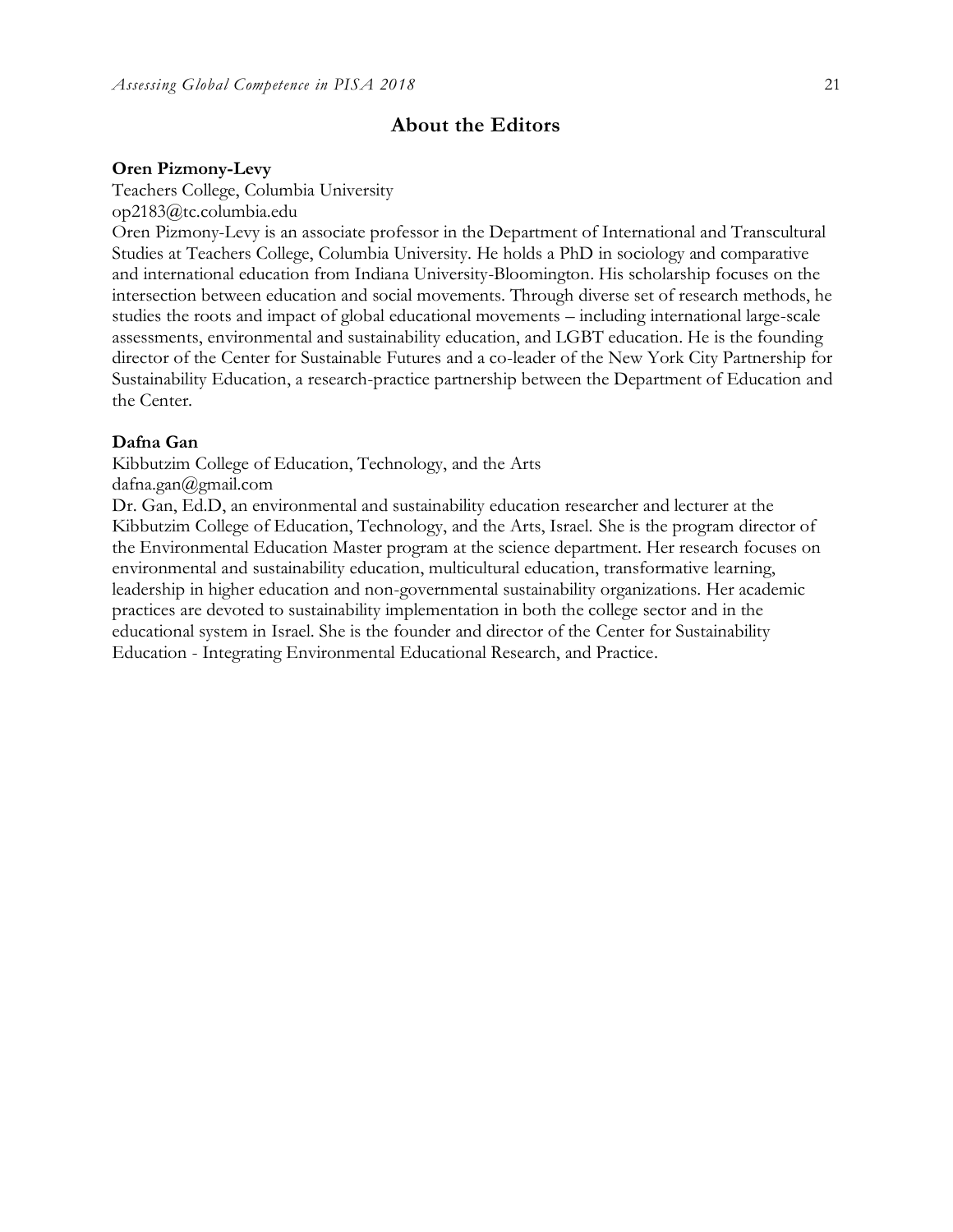## About the Editors

**Oren Pizmony-Levy**
Teachers College, Columbia University
op2183@tc.columbia.edu
Oren Pizmony-Levy is an associate professor in the Department of International and Transcultural Studies at Teachers College, Columbia University. He holds a PhD in sociology and comparative and international education from Indiana University-Bloomington. His scholarship focuses on the intersection between education and social movements. Through diverse set of research methods, he studies the roots and impact of global educational movements – including international large-scale assessments, environmental and sustainability education, and LGBT education. He is the founding director of the Center for Sustainable Futures and a co-leader of the New York City Partnership for Sustainability Education, a research-practice partnership between the Department of Education and the Center.

**Dafna Gan**
Kibbutzim College of Education, Technology, and the Arts
dafna.gan@gmail.com
Dr. Gan, Ed.D, an environmental and sustainability education researcher and lecturer at the Kibbutzim College of Education, Technology, and the Arts, Israel. She is the program director of the Environmental Education Master program at the science department. Her research focuses on environmental and sustainability education, multicultural education, transformative learning, leadership in higher education and non-governmental sustainability organizations. Her academic practices are devoted to sustainability implementation in both the college sector and in the educational system in Israel. She is the founder and director of the Center for Sustainability Education - Integrating Environmental Educational Research, and Practice.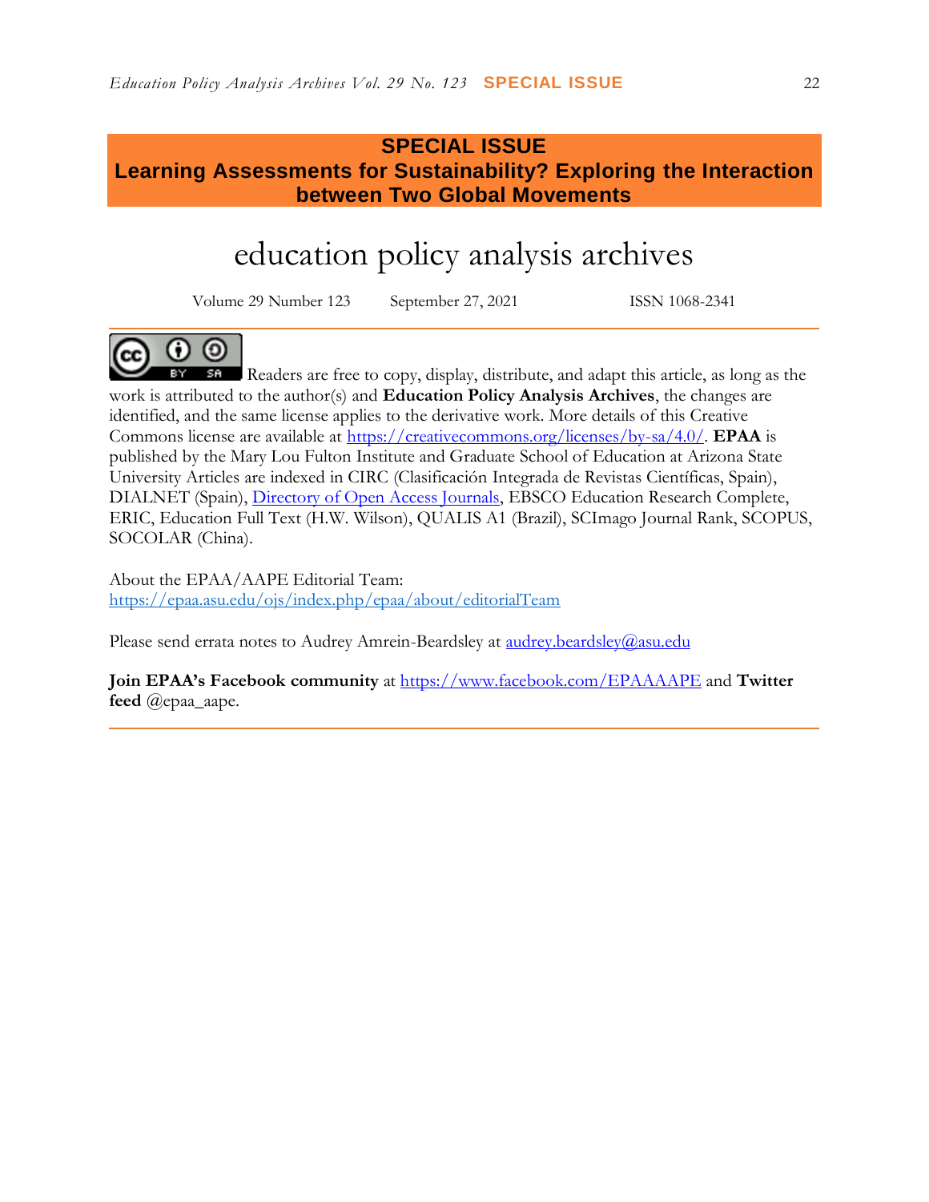**SPECIAL ISSUE**
**Learning Assessments for Sustainability? Exploring the Interaction between Two Global Movements**

# education policy analysis archives

Volume 29 Number 123 September 27, 2021 ISSN 1068-2341

Readers are free to copy, display, distribute, and adapt this article, as long as the work is attributed to the author(s) and **Education Policy Analysis Archives**, the changes are identified, and the same license applies to the derivative work. More details of this Creative Commons license are available at https://creativecommons.org/licenses/by-sa/4.0/. **EPAA** is published by the Mary Lou Fulton Institute and Graduate School of Education at Arizona State University Articles are indexed in CIRC (Clasificación Integrada de Revistas Científicas, Spain), DIALNET (Spain), Directory of Open Access Journals, EBSCO Education Research Complete, ERIC, Education Full Text (H.W. Wilson), QUALIS A1 (Brazil), SCImago Journal Rank, SCOPUS, SOCOLAR (China).

About the EPAA/AAPE Editorial Team:
https://epaa.asu.edu/ojs/index.php/epaa/about/editorialTeam

Please send errata notes to Audrey Amrein-Beardsley at audrey.beardsley@asu.edu

**Join EPAA's Facebook community** at https://www.facebook.com/EPAAAAPE and **Twitter feed** @epaa_aape.